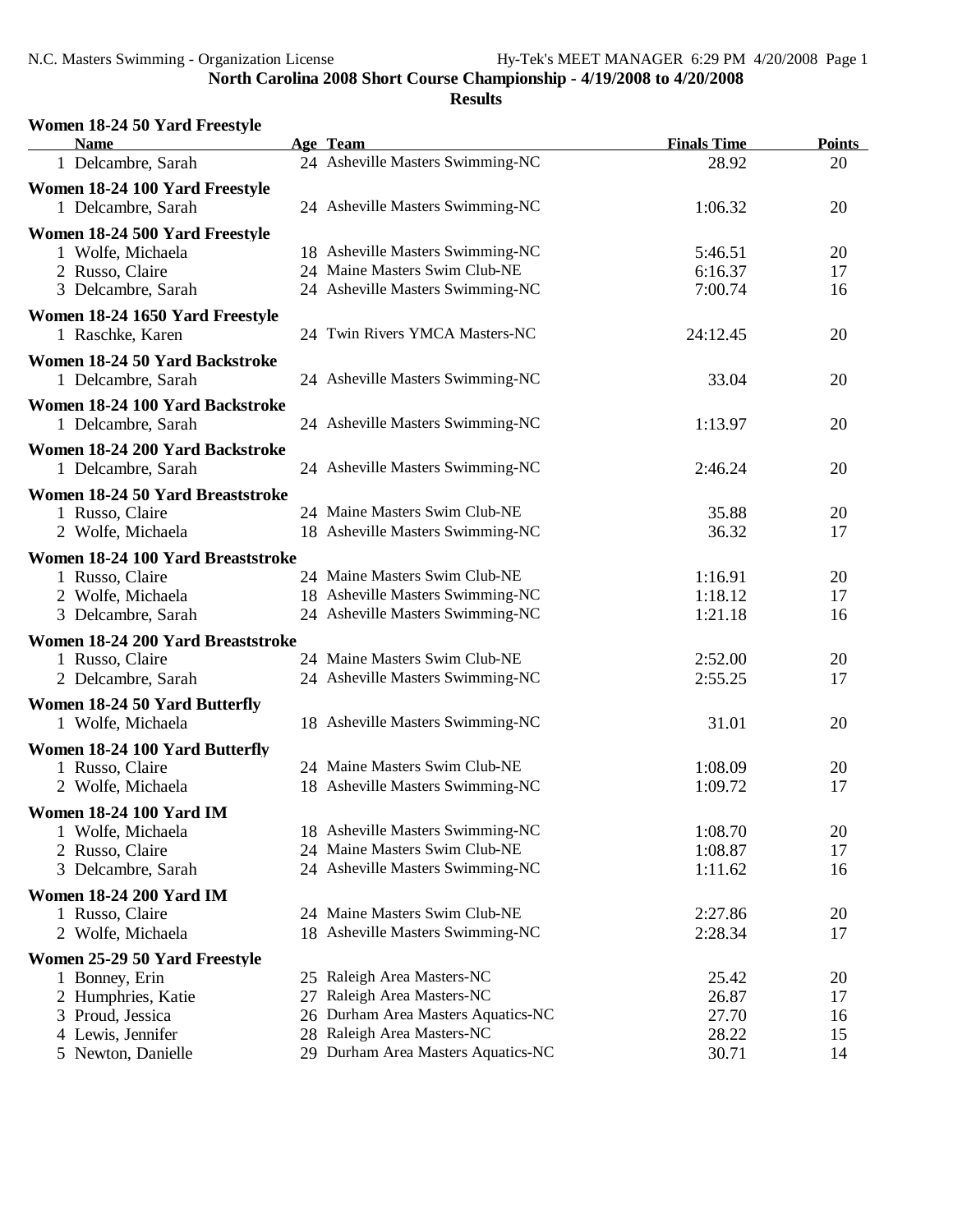**North Carolina 2008 Short Course Championship - 4/19/2008 to 4/20/2008**

**Results**

### Women 18-24 50 Yard Freestyle

| Name | Age | Team | Finals Time | Points |
|---|---|---|---|---|
| 1 Delcambre, Sarah | 24 | Asheville Masters Swimming-NC | 28.92 | 20 |

### Women 18-24 100 Yard Freestyle

| Name | Age | Team | Finals Time | Points |
|---|---|---|---|---|
| 1 Delcambre, Sarah | 24 | Asheville Masters Swimming-NC | 1:06.32 | 20 |

### Women 18-24 500 Yard Freestyle

| Name | Age | Team | Finals Time | Points |
|---|---|---|---|---|
| 1 Wolfe, Michaela | 18 | Asheville Masters Swimming-NC | 5:46.51 | 20 |
| 2 Russo, Claire | 24 | Maine Masters Swim Club-NE | 6:16.37 | 17 |
| 3 Delcambre, Sarah | 24 | Asheville Masters Swimming-NC | 7:00.74 | 16 |

### Women 18-24 1650 Yard Freestyle

| Name | Age | Team | Finals Time | Points |
|---|---|---|---|---|
| 1 Raschke, Karen | 24 | Twin Rivers YMCA Masters-NC | 24:12.45 | 20 |

### Women 18-24 50 Yard Backstroke

| Name | Age | Team | Finals Time | Points |
|---|---|---|---|---|
| 1 Delcambre, Sarah | 24 | Asheville Masters Swimming-NC | 33.04 | 20 |

### Women 18-24 100 Yard Backstroke

| Name | Age | Team | Finals Time | Points |
|---|---|---|---|---|
| 1 Delcambre, Sarah | 24 | Asheville Masters Swimming-NC | 1:13.97 | 20 |

### Women 18-24 200 Yard Backstroke

| Name | Age | Team | Finals Time | Points |
|---|---|---|---|---|
| 1 Delcambre, Sarah | 24 | Asheville Masters Swimming-NC | 2:46.24 | 20 |

### Women 18-24 50 Yard Breaststroke

| Name | Age | Team | Finals Time | Points |
|---|---|---|---|---|
| 1 Russo, Claire | 24 | Maine Masters Swim Club-NE | 35.88 | 20 |
| 2 Wolfe, Michaela | 18 | Asheville Masters Swimming-NC | 36.32 | 17 |

### Women 18-24 100 Yard Breaststroke

| Name | Age | Team | Finals Time | Points |
|---|---|---|---|---|
| 1 Russo, Claire | 24 | Maine Masters Swim Club-NE | 1:16.91 | 20 |
| 2 Wolfe, Michaela | 18 | Asheville Masters Swimming-NC | 1:18.12 | 17 |
| 3 Delcambre, Sarah | 24 | Asheville Masters Swimming-NC | 1:21.18 | 16 |

### Women 18-24 200 Yard Breaststroke

| Name | Age | Team | Finals Time | Points |
|---|---|---|---|---|
| 1 Russo, Claire | 24 | Maine Masters Swim Club-NE | 2:52.00 | 20 |
| 2 Delcambre, Sarah | 24 | Asheville Masters Swimming-NC | 2:55.25 | 17 |

### Women 18-24 50 Yard Butterfly

| Name | Age | Team | Finals Time | Points |
|---|---|---|---|---|
| 1 Wolfe, Michaela | 18 | Asheville Masters Swimming-NC | 31.01 | 20 |

### Women 18-24 100 Yard Butterfly

| Name | Age | Team | Finals Time | Points |
|---|---|---|---|---|
| 1 Russo, Claire | 24 | Maine Masters Swim Club-NE | 1:08.09 | 20 |
| 2 Wolfe, Michaela | 18 | Asheville Masters Swimming-NC | 1:09.72 | 17 |

### Women 18-24 100 Yard IM

| Name | Age | Team | Finals Time | Points |
|---|---|---|---|---|
| 1 Wolfe, Michaela | 18 | Asheville Masters Swimming-NC | 1:08.70 | 20 |
| 2 Russo, Claire | 24 | Maine Masters Swim Club-NE | 1:08.87 | 17 |
| 3 Delcambre, Sarah | 24 | Asheville Masters Swimming-NC | 1:11.62 | 16 |

### Women 18-24 200 Yard IM

| Name | Age | Team | Finals Time | Points |
|---|---|---|---|---|
| 1 Russo, Claire | 24 | Maine Masters Swim Club-NE | 2:27.86 | 20 |
| 2 Wolfe, Michaela | 18 | Asheville Masters Swimming-NC | 2:28.34 | 17 |

### Women 25-29 50 Yard Freestyle

| Name | Age | Team | Finals Time | Points |
|---|---|---|---|---|
| 1 Bonney, Erin | 25 | Raleigh Area Masters-NC | 25.42 | 20 |
| 2 Humphries, Katie | 27 | Raleigh Area Masters-NC | 26.87 | 17 |
| 3 Proud, Jessica | 26 | Durham Area Masters Aquatics-NC | 27.70 | 16 |
| 4 Lewis, Jennifer | 28 | Raleigh Area Masters-NC | 28.22 | 15 |
| 5 Newton, Danielle | 29 | Durham Area Masters Aquatics-NC | 30.71 | 14 |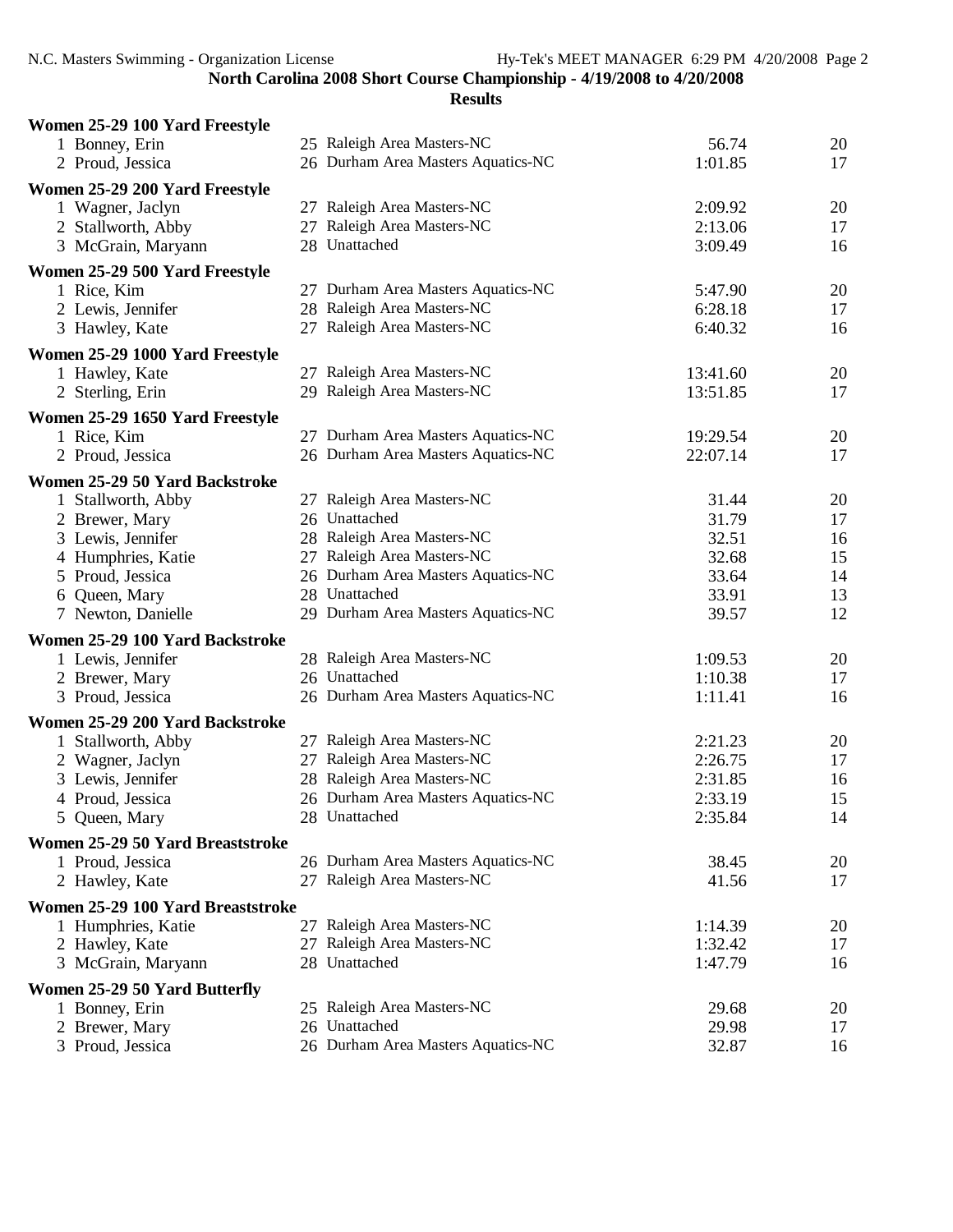# North Carolina 2008 Short Course Championship - 4/19/2008 to 4/20/2008

## Results

### Women 25-29 100 Yard Freestyle

| Place | Name | Age | Team | Time | Points |
|---|---|---|---|---|---|
| 1 | Bonney, Erin | 25 | Raleigh Area Masters-NC | 56.74 | 20 |
| 2 | Proud, Jessica | 26 | Durham Area Masters Aquatics-NC | 1:01.85 | 17 |

### Women 25-29 200 Yard Freestyle

| Place | Name | Age | Team | Time | Points |
|---|---|---|---|---|---|
| 1 | Wagner, Jaclyn | 27 | Raleigh Area Masters-NC | 2:09.92 | 20 |
| 2 | Stallworth, Abby | 27 | Raleigh Area Masters-NC | 2:13.06 | 17 |
| 3 | McGrain, Maryann | 28 | Unattached | 3:09.49 | 16 |

### Women 25-29 500 Yard Freestyle

| Place | Name | Age | Team | Time | Points |
|---|---|---|---|---|---|
| 1 | Rice, Kim | 27 | Durham Area Masters Aquatics-NC | 5:47.90 | 20 |
| 2 | Lewis, Jennifer | 28 | Raleigh Area Masters-NC | 6:28.18 | 17 |
| 3 | Hawley, Kate | 27 | Raleigh Area Masters-NC | 6:40.32 | 16 |

### Women 25-29 1000 Yard Freestyle

| Place | Name | Age | Team | Time | Points |
|---|---|---|---|---|---|
| 1 | Hawley, Kate | 27 | Raleigh Area Masters-NC | 13:41.60 | 20 |
| 2 | Sterling, Erin | 29 | Raleigh Area Masters-NC | 13:51.85 | 17 |

### Women 25-29 1650 Yard Freestyle

| Place | Name | Age | Team | Time | Points |
|---|---|---|---|---|---|
| 1 | Rice, Kim | 27 | Durham Area Masters Aquatics-NC | 19:29.54 | 20 |
| 2 | Proud, Jessica | 26 | Durham Area Masters Aquatics-NC | 22:07.14 | 17 |

### Women 25-29 50 Yard Backstroke

| Place | Name | Age | Team | Time | Points |
|---|---|---|---|---|---|
| 1 | Stallworth, Abby | 27 | Raleigh Area Masters-NC | 31.44 | 20 |
| 2 | Brewer, Mary | 26 | Unattached | 31.79 | 17 |
| 3 | Lewis, Jennifer | 28 | Raleigh Area Masters-NC | 32.51 | 16 |
| 4 | Humphries, Katie | 27 | Raleigh Area Masters-NC | 32.68 | 15 |
| 5 | Proud, Jessica | 26 | Durham Area Masters Aquatics-NC | 33.64 | 14 |
| 6 | Queen, Mary | 28 | Unattached | 33.91 | 13 |
| 7 | Newton, Danielle | 29 | Durham Area Masters Aquatics-NC | 39.57 | 12 |

### Women 25-29 100 Yard Backstroke

| Place | Name | Age | Team | Time | Points |
|---|---|---|---|---|---|
| 1 | Lewis, Jennifer | 28 | Raleigh Area Masters-NC | 1:09.53 | 20 |
| 2 | Brewer, Mary | 26 | Unattached | 1:10.38 | 17 |
| 3 | Proud, Jessica | 26 | Durham Area Masters Aquatics-NC | 1:11.41 | 16 |

### Women 25-29 200 Yard Backstroke

| Place | Name | Age | Team | Time | Points |
|---|---|---|---|---|---|
| 1 | Stallworth, Abby | 27 | Raleigh Area Masters-NC | 2:21.23 | 20 |
| 2 | Wagner, Jaclyn | 27 | Raleigh Area Masters-NC | 2:26.75 | 17 |
| 3 | Lewis, Jennifer | 28 | Raleigh Area Masters-NC | 2:31.85 | 16 |
| 4 | Proud, Jessica | 26 | Durham Area Masters Aquatics-NC | 2:33.19 | 15 |
| 5 | Queen, Mary | 28 | Unattached | 2:35.84 | 14 |

### Women 25-29 50 Yard Breaststroke

| Place | Name | Age | Team | Time | Points |
|---|---|---|---|---|---|
| 1 | Proud, Jessica | 26 | Durham Area Masters Aquatics-NC | 38.45 | 20 |
| 2 | Hawley, Kate | 27 | Raleigh Area Masters-NC | 41.56 | 17 |

### Women 25-29 100 Yard Breaststroke

| Place | Name | Age | Team | Time | Points |
|---|---|---|---|---|---|
| 1 | Humphries, Katie | 27 | Raleigh Area Masters-NC | 1:14.39 | 20 |
| 2 | Hawley, Kate | 27 | Raleigh Area Masters-NC | 1:32.42 | 17 |
| 3 | McGrain, Maryann | 28 | Unattached | 1:47.79 | 16 |

### Women 25-29 50 Yard Butterfly

| Place | Name | Age | Team | Time | Points |
|---|---|---|---|---|---|
| 1 | Bonney, Erin | 25 | Raleigh Area Masters-NC | 29.68 | 20 |
| 2 | Brewer, Mary | 26 | Unattached | 29.98 | 17 |
| 3 | Proud, Jessica | 26 | Durham Area Masters Aquatics-NC | 32.87 | 16 |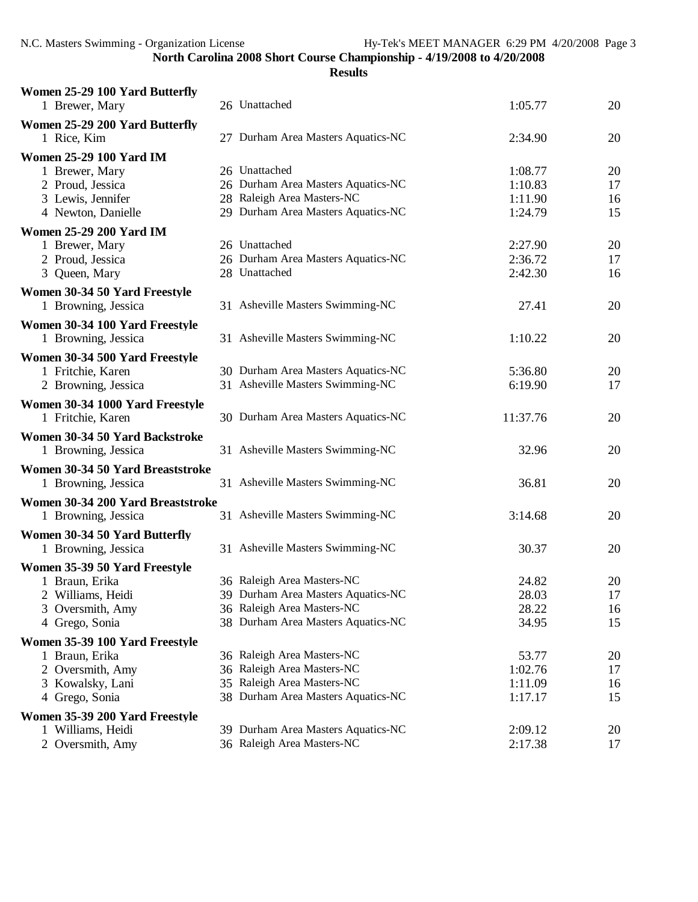**North Carolina 2008 Short Course Championship - 4/19/2008 to 4/20/2008**

**Results**

**Women 25-29 100 Yard Butterfly**

| Place | Name | Age | Team | Time | Points |
|---|---|---|---|---|---|
| 1 | Brewer, Mary | 26 | Unattached | 1:05.77 | 20 |

**Women 25-29 200 Yard Butterfly**

| Place | Name | Age | Team | Time | Points |
|---|---|---|---|---|---|
| 1 | Rice, Kim | 27 | Durham Area Masters Aquatics-NC | 2:34.90 | 20 |

**Women 25-29 100 Yard IM**

| Place | Name | Age | Team | Time | Points |
|---|---|---|---|---|---|
| 1 | Brewer, Mary | 26 | Unattached | 1:08.77 | 20 |
| 2 | Proud, Jessica | 26 | Durham Area Masters Aquatics-NC | 1:10.83 | 17 |
| 3 | Lewis, Jennifer | 28 | Raleigh Area Masters-NC | 1:11.90 | 16 |
| 4 | Newton, Danielle | 29 | Durham Area Masters Aquatics-NC | 1:24.79 | 15 |

**Women 25-29 200 Yard IM**

| Place | Name | Age | Team | Time | Points |
|---|---|---|---|---|---|
| 1 | Brewer, Mary | 26 | Unattached | 2:27.90 | 20 |
| 2 | Proud, Jessica | 26 | Durham Area Masters Aquatics-NC | 2:36.72 | 17 |
| 3 | Queen, Mary | 28 | Unattached | 2:42.30 | 16 |

**Women 30-34 50 Yard Freestyle**

| Place | Name | Age | Team | Time | Points |
|---|---|---|---|---|---|
| 1 | Browning, Jessica | 31 | Asheville Masters Swimming-NC | 27.41 | 20 |

**Women 30-34 100 Yard Freestyle**

| Place | Name | Age | Team | Time | Points |
|---|---|---|---|---|---|
| 1 | Browning, Jessica | 31 | Asheville Masters Swimming-NC | 1:10.22 | 20 |

**Women 30-34 500 Yard Freestyle**

| Place | Name | Age | Team | Time | Points |
|---|---|---|---|---|---|
| 1 | Fritchie, Karen | 30 | Durham Area Masters Aquatics-NC | 5:36.80 | 20 |
| 2 | Browning, Jessica | 31 | Asheville Masters Swimming-NC | 6:19.90 | 17 |

**Women 30-34 1000 Yard Freestyle**

| Place | Name | Age | Team | Time | Points |
|---|---|---|---|---|---|
| 1 | Fritchie, Karen | 30 | Durham Area Masters Aquatics-NC | 11:37.76 | 20 |

**Women 30-34 50 Yard Backstroke**

| Place | Name | Age | Team | Time | Points |
|---|---|---|---|---|---|
| 1 | Browning, Jessica | 31 | Asheville Masters Swimming-NC | 32.96 | 20 |

**Women 30-34 50 Yard Breaststroke**

| Place | Name | Age | Team | Time | Points |
|---|---|---|---|---|---|
| 1 | Browning, Jessica | 31 | Asheville Masters Swimming-NC | 36.81 | 20 |

**Women 30-34 200 Yard Breaststroke**

| Place | Name | Age | Team | Time | Points |
|---|---|---|---|---|---|
| 1 | Browning, Jessica | 31 | Asheville Masters Swimming-NC | 3:14.68 | 20 |

**Women 30-34 50 Yard Butterfly**

| Place | Name | Age | Team | Time | Points |
|---|---|---|---|---|---|
| 1 | Browning, Jessica | 31 | Asheville Masters Swimming-NC | 30.37 | 20 |

**Women 35-39 50 Yard Freestyle**

| Place | Name | Age | Team | Time | Points |
|---|---|---|---|---|---|
| 1 | Braun, Erika | 36 | Raleigh Area Masters-NC | 24.82 | 20 |
| 2 | Williams, Heidi | 39 | Durham Area Masters Aquatics-NC | 28.03 | 17 |
| 3 | Oversmith, Amy | 36 | Raleigh Area Masters-NC | 28.22 | 16 |
| 4 | Grego, Sonia | 38 | Durham Area Masters Aquatics-NC | 34.95 | 15 |

**Women 35-39 100 Yard Freestyle**

| Place | Name | Age | Team | Time | Points |
|---|---|---|---|---|---|
| 1 | Braun, Erika | 36 | Raleigh Area Masters-NC | 53.77 | 20 |
| 2 | Oversmith, Amy | 36 | Raleigh Area Masters-NC | 1:02.76 | 17 |
| 3 | Kowalsky, Lani | 35 | Raleigh Area Masters-NC | 1:11.09 | 16 |
| 4 | Grego, Sonia | 38 | Durham Area Masters Aquatics-NC | 1:17.17 | 15 |

**Women 35-39 200 Yard Freestyle**

| Place | Name | Age | Team | Time | Points |
|---|---|---|---|---|---|
| 1 | Williams, Heidi | 39 | Durham Area Masters Aquatics-NC | 2:09.12 | 20 |
| 2 | Oversmith, Amy | 36 | Raleigh Area Masters-NC | 2:17.38 | 17 |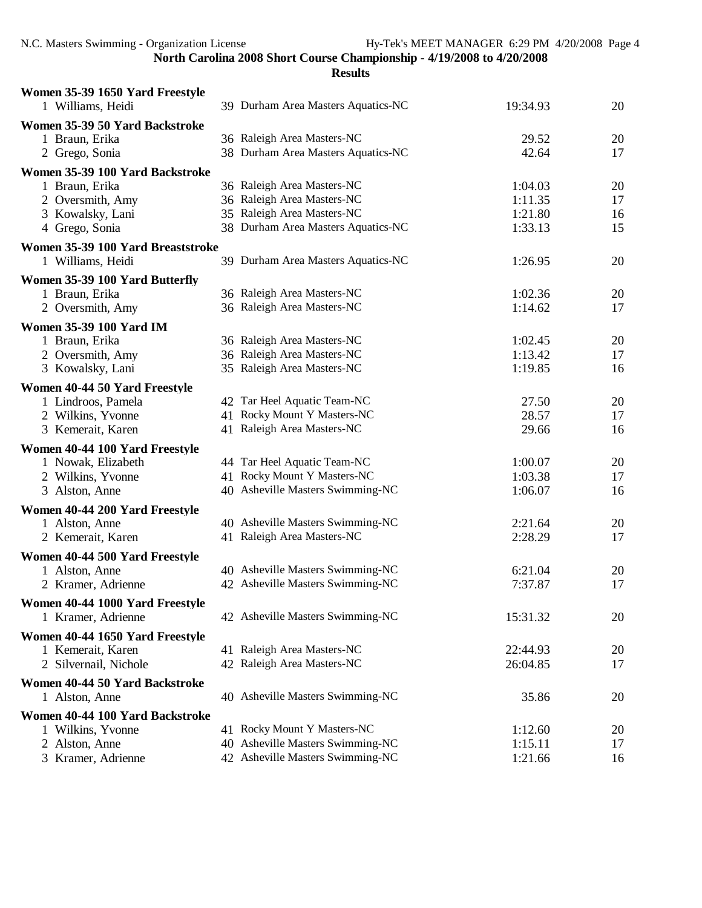**North Carolina 2008 Short Course Championship - 4/19/2008 to 4/20/2008**

**Results**

**Women 35-39 1650 Yard Freestyle**

| Place | Name | Age | Team | Time | Points |
|---|---|---|---|---|---|
| 1 | Williams, Heidi | 39 | Durham Area Masters Aquatics-NC | 19:34.93 | 20 |

**Women 35-39 50 Yard Backstroke**

| Place | Name | Age | Team | Time | Points |
|---|---|---|---|---|---|
| 1 | Braun, Erika | 36 | Raleigh Area Masters-NC | 29.52 | 20 |
| 2 | Grego, Sonia | 38 | Durham Area Masters Aquatics-NC | 42.64 | 17 |

**Women 35-39 100 Yard Backstroke**

| Place | Name | Age | Team | Time | Points |
|---|---|---|---|---|---|
| 1 | Braun, Erika | 36 | Raleigh Area Masters-NC | 1:04.03 | 20 |
| 2 | Oversmith, Amy | 36 | Raleigh Area Masters-NC | 1:11.35 | 17 |
| 3 | Kowalsky, Lani | 35 | Raleigh Area Masters-NC | 1:21.80 | 16 |
| 4 | Grego, Sonia | 38 | Durham Area Masters Aquatics-NC | 1:33.13 | 15 |

**Women 35-39 100 Yard Breaststroke**

| Place | Name | Age | Team | Time | Points |
|---|---|---|---|---|---|
| 1 | Williams, Heidi | 39 | Durham Area Masters Aquatics-NC | 1:26.95 | 20 |

**Women 35-39 100 Yard Butterfly**

| Place | Name | Age | Team | Time | Points |
|---|---|---|---|---|---|
| 1 | Braun, Erika | 36 | Raleigh Area Masters-NC | 1:02.36 | 20 |
| 2 | Oversmith, Amy | 36 | Raleigh Area Masters-NC | 1:14.62 | 17 |

**Women 35-39 100 Yard IM**

| Place | Name | Age | Team | Time | Points |
|---|---|---|---|---|---|
| 1 | Braun, Erika | 36 | Raleigh Area Masters-NC | 1:02.45 | 20 |
| 2 | Oversmith, Amy | 36 | Raleigh Area Masters-NC | 1:13.42 | 17 |
| 3 | Kowalsky, Lani | 35 | Raleigh Area Masters-NC | 1:19.85 | 16 |

**Women 40-44 50 Yard Freestyle**

| Place | Name | Age | Team | Time | Points |
|---|---|---|---|---|---|
| 1 | Lindroos, Pamela | 42 | Tar Heel Aquatic Team-NC | 27.50 | 20 |
| 2 | Wilkins, Yvonne | 41 | Rocky Mount Y Masters-NC | 28.57 | 17 |
| 3 | Kemerait, Karen | 41 | Raleigh Area Masters-NC | 29.66 | 16 |

**Women 40-44 100 Yard Freestyle**

| Place | Name | Age | Team | Time | Points |
|---|---|---|---|---|---|
| 1 | Nowak, Elizabeth | 44 | Tar Heel Aquatic Team-NC | 1:00.07 | 20 |
| 2 | Wilkins, Yvonne | 41 | Rocky Mount Y Masters-NC | 1:03.38 | 17 |
| 3 | Alston, Anne | 40 | Asheville Masters Swimming-NC | 1:06.07 | 16 |

**Women 40-44 200 Yard Freestyle**

| Place | Name | Age | Team | Time | Points |
|---|---|---|---|---|---|
| 1 | Alston, Anne | 40 | Asheville Masters Swimming-NC | 2:21.64 | 20 |
| 2 | Kemerait, Karen | 41 | Raleigh Area Masters-NC | 2:28.29 | 17 |

**Women 40-44 500 Yard Freestyle**

| Place | Name | Age | Team | Time | Points |
|---|---|---|---|---|---|
| 1 | Alston, Anne | 40 | Asheville Masters Swimming-NC | 6:21.04 | 20 |
| 2 | Kramer, Adrienne | 42 | Asheville Masters Swimming-NC | 7:37.87 | 17 |

**Women 40-44 1000 Yard Freestyle**

| Place | Name | Age | Team | Time | Points |
|---|---|---|---|---|---|
| 1 | Kramer, Adrienne | 42 | Asheville Masters Swimming-NC | 15:31.32 | 20 |

**Women 40-44 1650 Yard Freestyle**

| Place | Name | Age | Team | Time | Points |
|---|---|---|---|---|---|
| 1 | Kemerait, Karen | 41 | Raleigh Area Masters-NC | 22:44.93 | 20 |
| 2 | Silvernail, Nichole | 42 | Raleigh Area Masters-NC | 26:04.85 | 17 |

**Women 40-44 50 Yard Backstroke**

| Place | Name | Age | Team | Time | Points |
|---|---|---|---|---|---|
| 1 | Alston, Anne | 40 | Asheville Masters Swimming-NC | 35.86 | 20 |

**Women 40-44 100 Yard Backstroke**

| Place | Name | Age | Team | Time | Points |
|---|---|---|---|---|---|
| 1 | Wilkins, Yvonne | 41 | Rocky Mount Y Masters-NC | 1:12.60 | 20 |
| 2 | Alston, Anne | 40 | Asheville Masters Swimming-NC | 1:15.11 | 17 |
| 3 | Kramer, Adrienne | 42 | Asheville Masters Swimming-NC | 1:21.66 | 16 |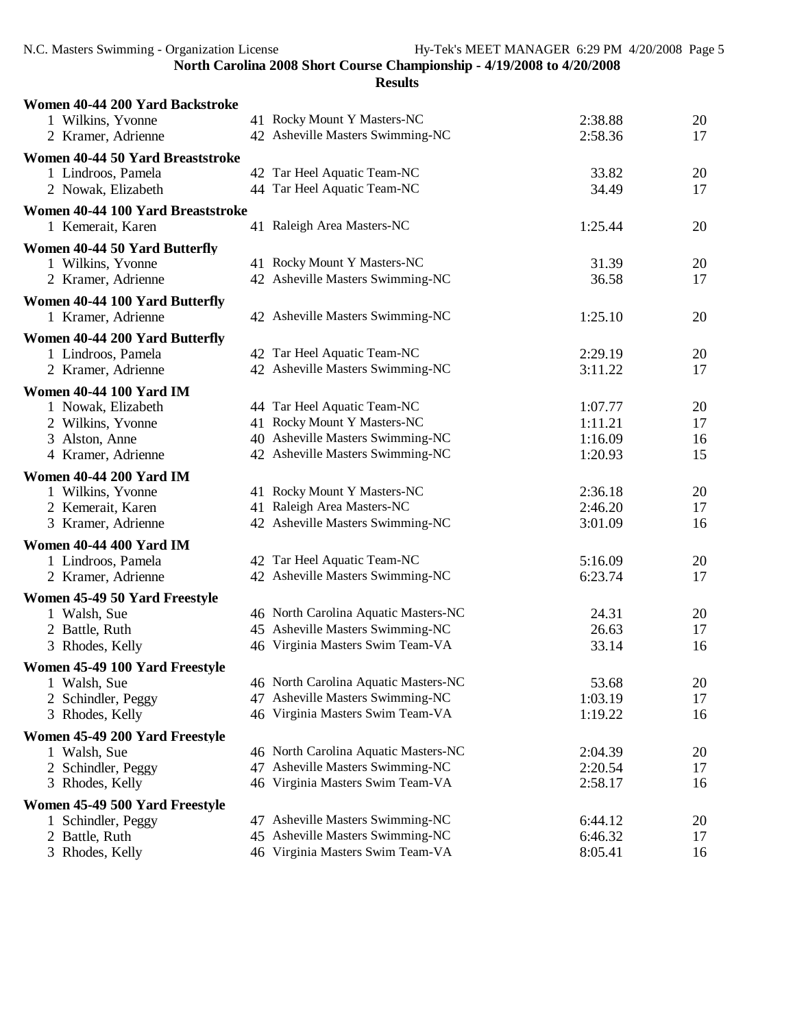## North Carolina 2008 Short Course Championship - 4/19/2008 to 4/20/2008

### Results

**Women 40-44 200 Yard Backstroke**

| Place | Name | Age | Team | Time | Points |
|---|---|---|---|---|---|
| 1 | Wilkins, Yvonne | 41 | Rocky Mount Y Masters-NC | 2:38.88 | 20 |
| 2 | Kramer, Adrienne | 42 | Asheville Masters Swimming-NC | 2:58.36 | 17 |

**Women 40-44 50 Yard Breaststroke**

| Place | Name | Age | Team | Time | Points |
|---|---|---|---|---|---|
| 1 | Lindroos, Pamela | 42 | Tar Heel Aquatic Team-NC | 33.82 | 20 |
| 2 | Nowak, Elizabeth | 44 | Tar Heel Aquatic Team-NC | 34.49 | 17 |

**Women 40-44 100 Yard Breaststroke**

| Place | Name | Age | Team | Time | Points |
|---|---|---|---|---|---|
| 1 | Kemerait, Karen | 41 | Raleigh Area Masters-NC | 1:25.44 | 20 |

**Women 40-44 50 Yard Butterfly**

| Place | Name | Age | Team | Time | Points |
|---|---|---|---|---|---|
| 1 | Wilkins, Yvonne | 41 | Rocky Mount Y Masters-NC | 31.39 | 20 |
| 2 | Kramer, Adrienne | 42 | Asheville Masters Swimming-NC | 36.58 | 17 |

**Women 40-44 100 Yard Butterfly**

| Place | Name | Age | Team | Time | Points |
|---|---|---|---|---|---|
| 1 | Kramer, Adrienne | 42 | Asheville Masters Swimming-NC | 1:25.10 | 20 |

**Women 40-44 200 Yard Butterfly**

| Place | Name | Age | Team | Time | Points |
|---|---|---|---|---|---|
| 1 | Lindroos, Pamela | 42 | Tar Heel Aquatic Team-NC | 2:29.19 | 20 |
| 2 | Kramer, Adrienne | 42 | Asheville Masters Swimming-NC | 3:11.22 | 17 |

**Women 40-44 100 Yard IM**

| Place | Name | Age | Team | Time | Points |
|---|---|---|---|---|---|
| 1 | Nowak, Elizabeth | 44 | Tar Heel Aquatic Team-NC | 1:07.77 | 20 |
| 2 | Wilkins, Yvonne | 41 | Rocky Mount Y Masters-NC | 1:11.21 | 17 |
| 3 | Alston, Anne | 40 | Asheville Masters Swimming-NC | 1:16.09 | 16 |
| 4 | Kramer, Adrienne | 42 | Asheville Masters Swimming-NC | 1:20.93 | 15 |

**Women 40-44 200 Yard IM**

| Place | Name | Age | Team | Time | Points |
|---|---|---|---|---|---|
| 1 | Wilkins, Yvonne | 41 | Rocky Mount Y Masters-NC | 2:36.18 | 20 |
| 2 | Kemerait, Karen | 41 | Raleigh Area Masters-NC | 2:46.20 | 17 |
| 3 | Kramer, Adrienne | 42 | Asheville Masters Swimming-NC | 3:01.09 | 16 |

**Women 40-44 400 Yard IM**

| Place | Name | Age | Team | Time | Points |
|---|---|---|---|---|---|
| 1 | Lindroos, Pamela | 42 | Tar Heel Aquatic Team-NC | 5:16.09 | 20 |
| 2 | Kramer, Adrienne | 42 | Asheville Masters Swimming-NC | 6:23.74 | 17 |

**Women 45-49 50 Yard Freestyle**

| Place | Name | Age | Team | Time | Points |
|---|---|---|---|---|---|
| 1 | Walsh, Sue | 46 | North Carolina Aquatic Masters-NC | 24.31 | 20 |
| 2 | Battle, Ruth | 45 | Asheville Masters Swimming-NC | 26.63 | 17 |
| 3 | Rhodes, Kelly | 46 | Virginia Masters Swim Team-VA | 33.14 | 16 |

**Women 45-49 100 Yard Freestyle**

| Place | Name | Age | Team | Time | Points |
|---|---|---|---|---|---|
| 1 | Walsh, Sue | 46 | North Carolina Aquatic Masters-NC | 53.68 | 20 |
| 2 | Schindler, Peggy | 47 | Asheville Masters Swimming-NC | 1:03.19 | 17 |
| 3 | Rhodes, Kelly | 46 | Virginia Masters Swim Team-VA | 1:19.22 | 16 |

**Women 45-49 200 Yard Freestyle**

| Place | Name | Age | Team | Time | Points |
|---|---|---|---|---|---|
| 1 | Walsh, Sue | 46 | North Carolina Aquatic Masters-NC | 2:04.39 | 20 |
| 2 | Schindler, Peggy | 47 | Asheville Masters Swimming-NC | 2:20.54 | 17 |
| 3 | Rhodes, Kelly | 46 | Virginia Masters Swim Team-VA | 2:58.17 | 16 |

**Women 45-49 500 Yard Freestyle**

| Place | Name | Age | Team | Time | Points |
|---|---|---|---|---|---|
| 1 | Schindler, Peggy | 47 | Asheville Masters Swimming-NC | 6:44.12 | 20 |
| 2 | Battle, Ruth | 45 | Asheville Masters Swimming-NC | 6:46.32 | 17 |
| 3 | Rhodes, Kelly | 46 | Virginia Masters Swim Team-VA | 8:05.41 | 16 |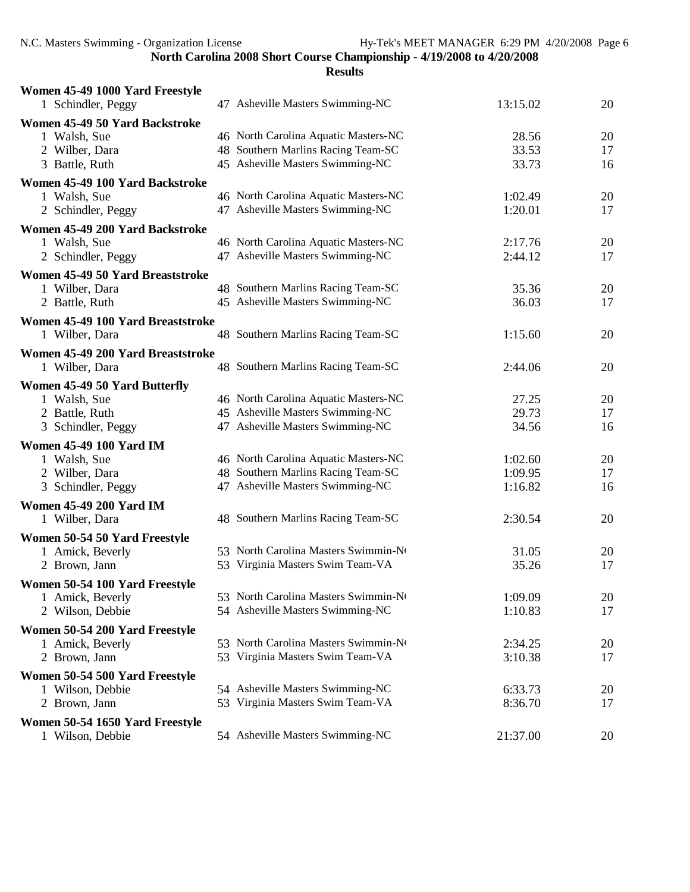**North Carolina 2008 Short Course Championship - 4/19/2008 to 4/20/2008**

**Results**

**Women 45-49 1000 Yard Freestyle**

| Place | Name | Age | Team | Time | Points |
|---|---|---|---|---|---|
| 1 | Schindler, Peggy | 47 | Asheville Masters Swimming-NC | 13:15.02 | 20 |

**Women 45-49 50 Yard Backstroke**

| Place | Name | Age | Team | Time | Points |
|---|---|---|---|---|---|
| 1 | Walsh, Sue | 46 | North Carolina Aquatic Masters-NC | 28.56 | 20 |
| 2 | Wilber, Dara | 48 | Southern Marlins Racing Team-SC | 33.53 | 17 |
| 3 | Battle, Ruth | 45 | Asheville Masters Swimming-NC | 33.73 | 16 |

**Women 45-49 100 Yard Backstroke**

| Place | Name | Age | Team | Time | Points |
|---|---|---|---|---|---|
| 1 | Walsh, Sue | 46 | North Carolina Aquatic Masters-NC | 1:02.49 | 20 |
| 2 | Schindler, Peggy | 47 | Asheville Masters Swimming-NC | 1:20.01 | 17 |

**Women 45-49 200 Yard Backstroke**

| Place | Name | Age | Team | Time | Points |
|---|---|---|---|---|---|
| 1 | Walsh, Sue | 46 | North Carolina Aquatic Masters-NC | 2:17.76 | 20 |
| 2 | Schindler, Peggy | 47 | Asheville Masters Swimming-NC | 2:44.12 | 17 |

**Women 45-49 50 Yard Breaststroke**

| Place | Name | Age | Team | Time | Points |
|---|---|---|---|---|---|
| 1 | Wilber, Dara | 48 | Southern Marlins Racing Team-SC | 35.36 | 20 |
| 2 | Battle, Ruth | 45 | Asheville Masters Swimming-NC | 36.03 | 17 |

**Women 45-49 100 Yard Breaststroke**

| Place | Name | Age | Team | Time | Points |
|---|---|---|---|---|---|
| 1 | Wilber, Dara | 48 | Southern Marlins Racing Team-SC | 1:15.60 | 20 |

**Women 45-49 200 Yard Breaststroke**

| Place | Name | Age | Team | Time | Points |
|---|---|---|---|---|---|
| 1 | Wilber, Dara | 48 | Southern Marlins Racing Team-SC | 2:44.06 | 20 |

**Women 45-49 50 Yard Butterfly**

| Place | Name | Age | Team | Time | Points |
|---|---|---|---|---|---|
| 1 | Walsh, Sue | 46 | North Carolina Aquatic Masters-NC | 27.25 | 20 |
| 2 | Battle, Ruth | 45 | Asheville Masters Swimming-NC | 29.73 | 17 |
| 3 | Schindler, Peggy | 47 | Asheville Masters Swimming-NC | 34.56 | 16 |

**Women 45-49 100 Yard IM**

| Place | Name | Age | Team | Time | Points |
|---|---|---|---|---|---|
| 1 | Walsh, Sue | 46 | North Carolina Aquatic Masters-NC | 1:02.60 | 20 |
| 2 | Wilber, Dara | 48 | Southern Marlins Racing Team-SC | 1:09.95 | 17 |
| 3 | Schindler, Peggy | 47 | Asheville Masters Swimming-NC | 1:16.82 | 16 |

**Women 45-49 200 Yard IM**

| Place | Name | Age | Team | Time | Points |
|---|---|---|---|---|---|
| 1 | Wilber, Dara | 48 | Southern Marlins Racing Team-SC | 2:30.54 | 20 |

**Women 50-54 50 Yard Freestyle**

| Place | Name | Age | Team | Time | Points |
|---|---|---|---|---|---|
| 1 | Amick, Beverly | 53 | North Carolina Masters Swimmin-NC | 31.05 | 20 |
| 2 | Brown, Jann | 53 | Virginia Masters Swim Team-VA | 35.26 | 17 |

**Women 50-54 100 Yard Freestyle**

| Place | Name | Age | Team | Time | Points |
|---|---|---|---|---|---|
| 1 | Amick, Beverly | 53 | North Carolina Masters Swimmin-NC | 1:09.09 | 20 |
| 2 | Wilson, Debbie | 54 | Asheville Masters Swimming-NC | 1:10.83 | 17 |

**Women 50-54 200 Yard Freestyle**

| Place | Name | Age | Team | Time | Points |
|---|---|---|---|---|---|
| 1 | Amick, Beverly | 53 | North Carolina Masters Swimmin-NC | 2:34.25 | 20 |
| 2 | Brown, Jann | 53 | Virginia Masters Swim Team-VA | 3:10.38 | 17 |

**Women 50-54 500 Yard Freestyle**

| Place | Name | Age | Team | Time | Points |
|---|---|---|---|---|---|
| 1 | Wilson, Debbie | 54 | Asheville Masters Swimming-NC | 6:33.73 | 20 |
| 2 | Brown, Jann | 53 | Virginia Masters Swim Team-VA | 8:36.70 | 17 |

**Women 50-54 1650 Yard Freestyle**

| Place | Name | Age | Team | Time | Points |
|---|---|---|---|---|---|
| 1 | Wilson, Debbie | 54 | Asheville Masters Swimming-NC | 21:37.00 | 20 |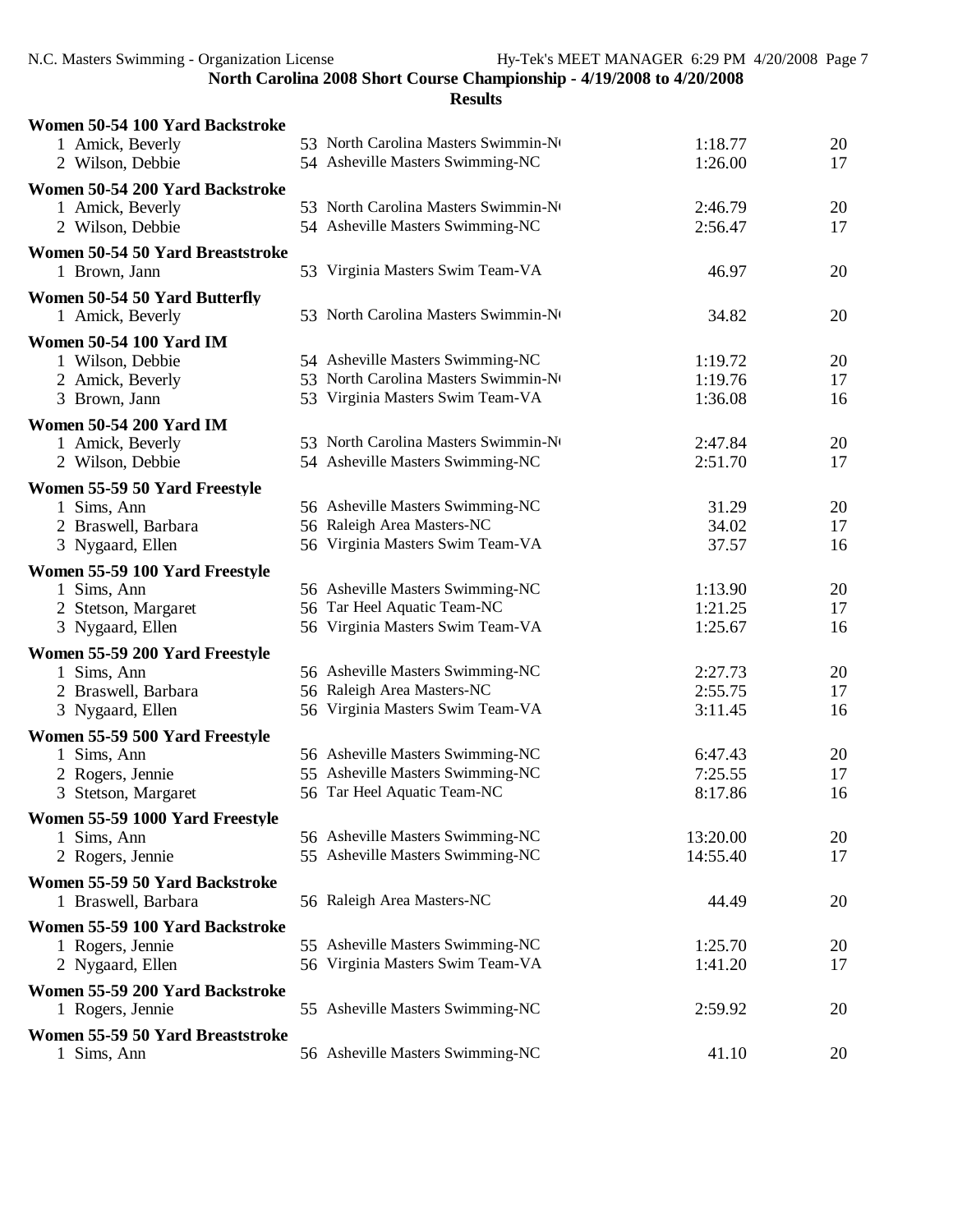**North Carolina 2008 Short Course Championship - 4/19/2008 to 4/20/2008**

**Results**

### Women 50-54 100 Yard Backstroke

| Place | Name | Age | Team | Time | Points |
|---|---|---|---|---|---|
| 1 | Amick, Beverly | 53 | North Carolina Masters Swimmin-NC | 1:18.77 | 20 |
| 2 | Wilson, Debbie | 54 | Asheville Masters Swimming-NC | 1:26.00 | 17 |

### Women 50-54 200 Yard Backstroke

| Place | Name | Age | Team | Time | Points |
|---|---|---|---|---|---|
| 1 | Amick, Beverly | 53 | North Carolina Masters Swimmin-NC | 2:46.79 | 20 |
| 2 | Wilson, Debbie | 54 | Asheville Masters Swimming-NC | 2:56.47 | 17 |

### Women 50-54 50 Yard Breaststroke

| Place | Name | Age | Team | Time | Points |
|---|---|---|---|---|---|
| 1 | Brown, Jann | 53 | Virginia Masters Swim Team-VA | 46.97 | 20 |

### Women 50-54 50 Yard Butterfly

| Place | Name | Age | Team | Time | Points |
|---|---|---|---|---|---|
| 1 | Amick, Beverly | 53 | North Carolina Masters Swimmin-NC | 34.82 | 20 |

### Women 50-54 100 Yard IM

| Place | Name | Age | Team | Time | Points |
|---|---|---|---|---|---|
| 1 | Wilson, Debbie | 54 | Asheville Masters Swimming-NC | 1:19.72 | 20 |
| 2 | Amick, Beverly | 53 | North Carolina Masters Swimmin-NC | 1:19.76 | 17 |
| 3 | Brown, Jann | 53 | Virginia Masters Swim Team-VA | 1:36.08 | 16 |

### Women 50-54 200 Yard IM

| Place | Name | Age | Team | Time | Points |
|---|---|---|---|---|---|
| 1 | Amick, Beverly | 53 | North Carolina Masters Swimmin-NC | 2:47.84 | 20 |
| 2 | Wilson, Debbie | 54 | Asheville Masters Swimming-NC | 2:51.70 | 17 |

### Women 55-59 50 Yard Freestyle

| Place | Name | Age | Team | Time | Points |
|---|---|---|---|---|---|
| 1 | Sims, Ann | 56 | Asheville Masters Swimming-NC | 31.29 | 20 |
| 2 | Braswell, Barbara | 56 | Raleigh Area Masters-NC | 34.02 | 17 |
| 3 | Nygaard, Ellen | 56 | Virginia Masters Swim Team-VA | 37.57 | 16 |

### Women 55-59 100 Yard Freestyle

| Place | Name | Age | Team | Time | Points |
|---|---|---|---|---|---|
| 1 | Sims, Ann | 56 | Asheville Masters Swimming-NC | 1:13.90 | 20 |
| 2 | Stetson, Margaret | 56 | Tar Heel Aquatic Team-NC | 1:21.25 | 17 |
| 3 | Nygaard, Ellen | 56 | Virginia Masters Swim Team-VA | 1:25.67 | 16 |

### Women 55-59 200 Yard Freestyle

| Place | Name | Age | Team | Time | Points |
|---|---|---|---|---|---|
| 1 | Sims, Ann | 56 | Asheville Masters Swimming-NC | 2:27.73 | 20 |
| 2 | Braswell, Barbara | 56 | Raleigh Area Masters-NC | 2:55.75 | 17 |
| 3 | Nygaard, Ellen | 56 | Virginia Masters Swim Team-VA | 3:11.45 | 16 |

### Women 55-59 500 Yard Freestyle

| Place | Name | Age | Team | Time | Points |
|---|---|---|---|---|---|
| 1 | Sims, Ann | 56 | Asheville Masters Swimming-NC | 6:47.43 | 20 |
| 2 | Rogers, Jennie | 55 | Asheville Masters Swimming-NC | 7:25.55 | 17 |
| 3 | Stetson, Margaret | 56 | Tar Heel Aquatic Team-NC | 8:17.86 | 16 |

### Women 55-59 1000 Yard Freestyle

| Place | Name | Age | Team | Time | Points |
|---|---|---|---|---|---|
| 1 | Sims, Ann | 56 | Asheville Masters Swimming-NC | 13:20.00 | 20 |
| 2 | Rogers, Jennie | 55 | Asheville Masters Swimming-NC | 14:55.40 | 17 |

### Women 55-59 50 Yard Backstroke

| Place | Name | Age | Team | Time | Points |
|---|---|---|---|---|---|
| 1 | Braswell, Barbara | 56 | Raleigh Area Masters-NC | 44.49 | 20 |

### Women 55-59 100 Yard Backstroke

| Place | Name | Age | Team | Time | Points |
|---|---|---|---|---|---|
| 1 | Rogers, Jennie | 55 | Asheville Masters Swimming-NC | 1:25.70 | 20 |
| 2 | Nygaard, Ellen | 56 | Virginia Masters Swim Team-VA | 1:41.20 | 17 |

### Women 55-59 200 Yard Backstroke

| Place | Name | Age | Team | Time | Points |
|---|---|---|---|---|---|
| 1 | Rogers, Jennie | 55 | Asheville Masters Swimming-NC | 2:59.92 | 20 |

### Women 55-59 50 Yard Breaststroke

| Place | Name | Age | Team | Time | Points |
|---|---|---|---|---|---|
| 1 | Sims, Ann | 56 | Asheville Masters Swimming-NC | 41.10 | 20 |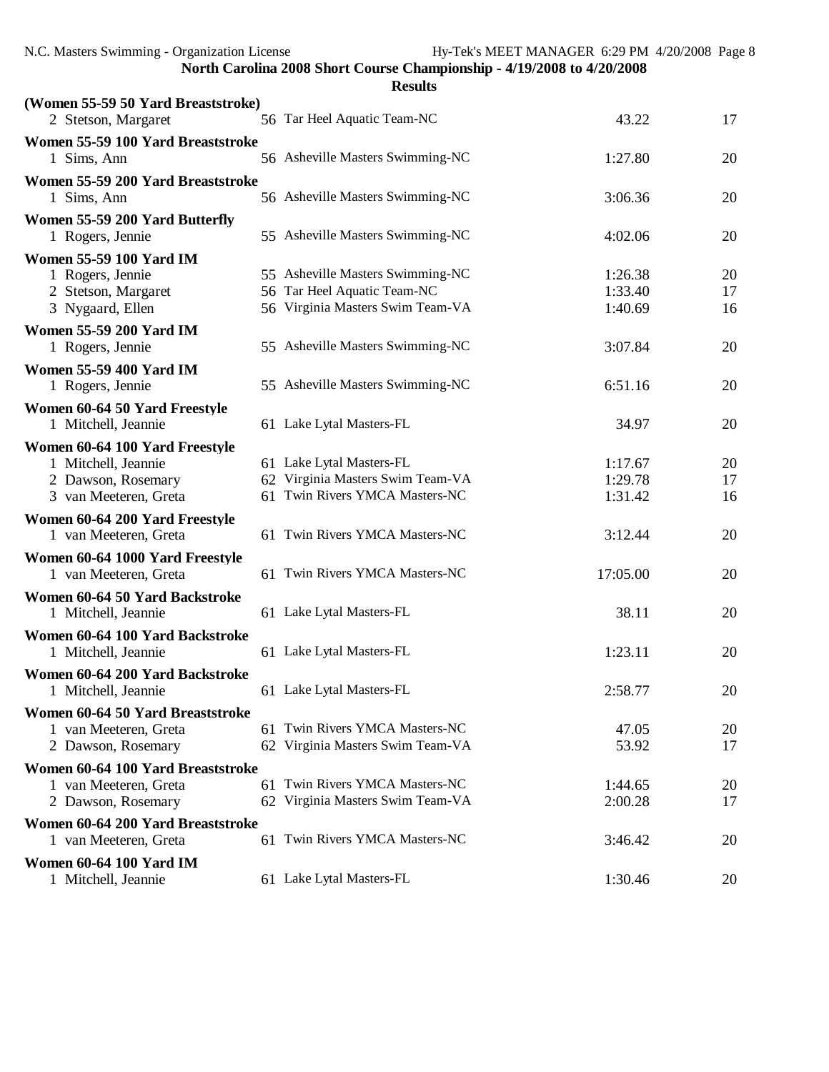**North Carolina 2008 Short Course Championship - 4/19/2008 to 4/20/2008**

**Results**

**(Women 55-59 50 Yard Breaststroke)**

| | Name | Age | Team | Time | Points |
|---|---|---|---|---|---|
| 2 | Stetson, Margaret | 56 | Tar Heel Aquatic Team-NC | 43.22 | 17 |

**Women 55-59 100 Yard Breaststroke**

| | Name | Age | Team | Time | Points |
|---|---|---|---|---|---|
| 1 | Sims, Ann | 56 | Asheville Masters Swimming-NC | 1:27.80 | 20 |

**Women 55-59 200 Yard Breaststroke**

| | Name | Age | Team | Time | Points |
|---|---|---|---|---|---|
| 1 | Sims, Ann | 56 | Asheville Masters Swimming-NC | 3:06.36 | 20 |

**Women 55-59 200 Yard Butterfly**

| | Name | Age | Team | Time | Points |
|---|---|---|---|---|---|
| 1 | Rogers, Jennie | 55 | Asheville Masters Swimming-NC | 4:02.06 | 20 |

**Women 55-59 100 Yard IM**

| | Name | Age | Team | Time | Points |
|---|---|---|---|---|---|
| 1 | Rogers, Jennie | 55 | Asheville Masters Swimming-NC | 1:26.38 | 20 |
| 2 | Stetson, Margaret | 56 | Tar Heel Aquatic Team-NC | 1:33.40 | 17 |
| 3 | Nygaard, Ellen | 56 | Virginia Masters Swim Team-VA | 1:40.69 | 16 |

**Women 55-59 200 Yard IM**

| | Name | Age | Team | Time | Points |
|---|---|---|---|---|---|
| 1 | Rogers, Jennie | 55 | Asheville Masters Swimming-NC | 3:07.84 | 20 |

**Women 55-59 400 Yard IM**

| | Name | Age | Team | Time | Points |
|---|---|---|---|---|---|
| 1 | Rogers, Jennie | 55 | Asheville Masters Swimming-NC | 6:51.16 | 20 |

**Women 60-64 50 Yard Freestyle**

| | Name | Age | Team | Time | Points |
|---|---|---|---|---|---|
| 1 | Mitchell, Jeannie | 61 | Lake Lytal Masters-FL | 34.97 | 20 |

**Women 60-64 100 Yard Freestyle**

| | Name | Age | Team | Time | Points |
|---|---|---|---|---|---|
| 1 | Mitchell, Jeannie | 61 | Lake Lytal Masters-FL | 1:17.67 | 20 |
| 2 | Dawson, Rosemary | 62 | Virginia Masters Swim Team-VA | 1:29.78 | 17 |
| 3 | van Meeteren, Greta | 61 | Twin Rivers YMCA Masters-NC | 1:31.42 | 16 |

**Women 60-64 200 Yard Freestyle**

| | Name | Age | Team | Time | Points |
|---|---|---|---|---|---|
| 1 | van Meeteren, Greta | 61 | Twin Rivers YMCA Masters-NC | 3:12.44 | 20 |

**Women 60-64 1000 Yard Freestyle**

| | Name | Age | Team | Time | Points |
|---|---|---|---|---|---|
| 1 | van Meeteren, Greta | 61 | Twin Rivers YMCA Masters-NC | 17:05.00 | 20 |

**Women 60-64 50 Yard Backstroke**

| | Name | Age | Team | Time | Points |
|---|---|---|---|---|---|
| 1 | Mitchell, Jeannie | 61 | Lake Lytal Masters-FL | 38.11 | 20 |

**Women 60-64 100 Yard Backstroke**

| | Name | Age | Team | Time | Points |
|---|---|---|---|---|---|
| 1 | Mitchell, Jeannie | 61 | Lake Lytal Masters-FL | 1:23.11 | 20 |

**Women 60-64 200 Yard Backstroke**

| | Name | Age | Team | Time | Points |
|---|---|---|---|---|---|
| 1 | Mitchell, Jeannie | 61 | Lake Lytal Masters-FL | 2:58.77 | 20 |

**Women 60-64 50 Yard Breaststroke**

| | Name | Age | Team | Time | Points |
|---|---|---|---|---|---|
| 1 | van Meeteren, Greta | 61 | Twin Rivers YMCA Masters-NC | 47.05 | 20 |
| 2 | Dawson, Rosemary | 62 | Virginia Masters Swim Team-VA | 53.92 | 17 |

**Women 60-64 100 Yard Breaststroke**

| | Name | Age | Team | Time | Points |
|---|---|---|---|---|---|
| 1 | van Meeteren, Greta | 61 | Twin Rivers YMCA Masters-NC | 1:44.65 | 20 |
| 2 | Dawson, Rosemary | 62 | Virginia Masters Swim Team-VA | 2:00.28 | 17 |

**Women 60-64 200 Yard Breaststroke**

| | Name | Age | Team | Time | Points |
|---|---|---|---|---|---|
| 1 | van Meeteren, Greta | 61 | Twin Rivers YMCA Masters-NC | 3:46.42 | 20 |

**Women 60-64 100 Yard IM**

| | Name | Age | Team | Time | Points |
|---|---|---|---|---|---|
| 1 | Mitchell, Jeannie | 61 | Lake Lytal Masters-FL | 1:30.46 | 20 |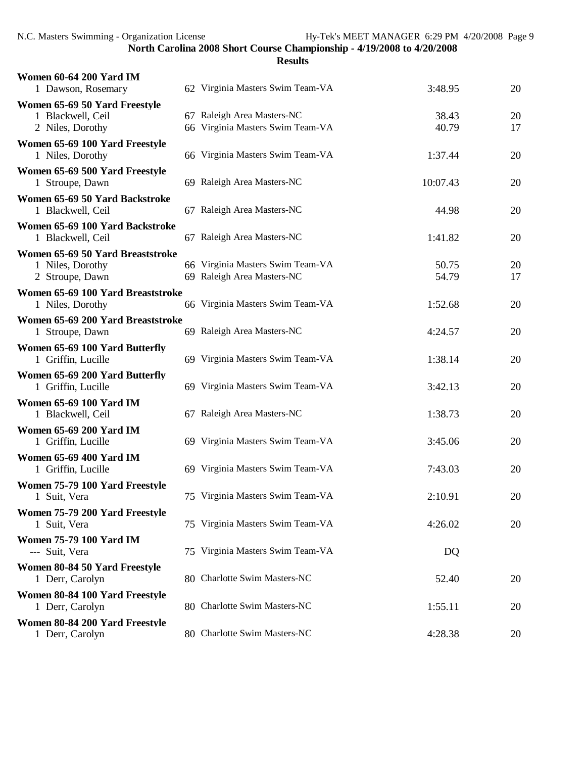**Women 60-64 200 Yard IM**

| | Name | Age | Team | Time | Points |
|---|---|---|---|---|---|
| 1 | Dawson, Rosemary | 62 | Virginia Masters Swim Team-VA | 3:48.95 | 20 |

**Women 65-69 50 Yard Freestyle**

| | Name | Age | Team | Time | Points |
|---|---|---|---|---|---|
| 1 | Blackwell, Ceil | 67 | Raleigh Area Masters-NC | 38.43 | 20 |
| 2 | Niles, Dorothy | 66 | Virginia Masters Swim Team-VA | 40.79 | 17 |

**Women 65-69 100 Yard Freestyle**

| | Name | Age | Team | Time | Points |
|---|---|---|---|---|---|
| 1 | Niles, Dorothy | 66 | Virginia Masters Swim Team-VA | 1:37.44 | 20 |

**Women 65-69 500 Yard Freestyle**

| | Name | Age | Team | Time | Points |
|---|---|---|---|---|---|
| 1 | Stroupe, Dawn | 69 | Raleigh Area Masters-NC | 10:07.43 | 20 |

**Women 65-69 50 Yard Backstroke**

| | Name | Age | Team | Time | Points |
|---|---|---|---|---|---|
| 1 | Blackwell, Ceil | 67 | Raleigh Area Masters-NC | 44.98 | 20 |

**Women 65-69 100 Yard Backstroke**

| | Name | Age | Team | Time | Points |
|---|---|---|---|---|---|
| 1 | Blackwell, Ceil | 67 | Raleigh Area Masters-NC | 1:41.82 | 20 |

**Women 65-69 50 Yard Breaststroke**

| | Name | Age | Team | Time | Points |
|---|---|---|---|---|---|
| 1 | Niles, Dorothy | 66 | Virginia Masters Swim Team-VA | 50.75 | 20 |
| 2 | Stroupe, Dawn | 69 | Raleigh Area Masters-NC | 54.79 | 17 |

**Women 65-69 100 Yard Breaststroke**

| | Name | Age | Team | Time | Points |
|---|---|---|---|---|---|
| 1 | Niles, Dorothy | 66 | Virginia Masters Swim Team-VA | 1:52.68 | 20 |

**Women 65-69 200 Yard Breaststroke**

| | Name | Age | Team | Time | Points |
|---|---|---|---|---|---|
| 1 | Stroupe, Dawn | 69 | Raleigh Area Masters-NC | 4:24.57 | 20 |

**Women 65-69 100 Yard Butterfly**

| | Name | Age | Team | Time | Points |
|---|---|---|---|---|---|
| 1 | Griffin, Lucille | 69 | Virginia Masters Swim Team-VA | 1:38.14 | 20 |

**Women 65-69 200 Yard Butterfly**

| | Name | Age | Team | Time | Points |
|---|---|---|---|---|---|
| 1 | Griffin, Lucille | 69 | Virginia Masters Swim Team-VA | 3:42.13 | 20 |

**Women 65-69 100 Yard IM**

| | Name | Age | Team | Time | Points |
|---|---|---|---|---|---|
| 1 | Blackwell, Ceil | 67 | Raleigh Area Masters-NC | 1:38.73 | 20 |

**Women 65-69 200 Yard IM**

| | Name | Age | Team | Time | Points |
|---|---|---|---|---|---|
| 1 | Griffin, Lucille | 69 | Virginia Masters Swim Team-VA | 3:45.06 | 20 |

**Women 65-69 400 Yard IM**

| | Name | Age | Team | Time | Points |
|---|---|---|---|---|---|
| 1 | Griffin, Lucille | 69 | Virginia Masters Swim Team-VA | 7:43.03 | 20 |

**Women 75-79 100 Yard Freestyle**

| | Name | Age | Team | Time | Points |
|---|---|---|---|---|---|
| 1 | Suit, Vera | 75 | Virginia Masters Swim Team-VA | 2:10.91 | 20 |

**Women 75-79 200 Yard Freestyle**

| | Name | Age | Team | Time | Points |
|---|---|---|---|---|---|
| 1 | Suit, Vera | 75 | Virginia Masters Swim Team-VA | 4:26.02 | 20 |

**Women 75-79 100 Yard IM**

| | Name | Age | Team | Time | Points |
|---|---|---|---|---|---|
| --- | Suit, Vera | 75 | Virginia Masters Swim Team-VA | DQ | |

**Women 80-84 50 Yard Freestyle**

| | Name | Age | Team | Time | Points |
|---|---|---|---|---|---|
| 1 | Derr, Carolyn | 80 | Charlotte Swim Masters-NC | 52.40 | 20 |

**Women 80-84 100 Yard Freestyle**

| | Name | Age | Team | Time | Points |
|---|---|---|---|---|---|
| 1 | Derr, Carolyn | 80 | Charlotte Swim Masters-NC | 1:55.11 | 20 |

**Women 80-84 200 Yard Freestyle**

| | Name | Age | Team | Time | Points |
|---|---|---|---|---|---|
| 1 | Derr, Carolyn | 80 | Charlotte Swim Masters-NC | 4:28.38 | 20 |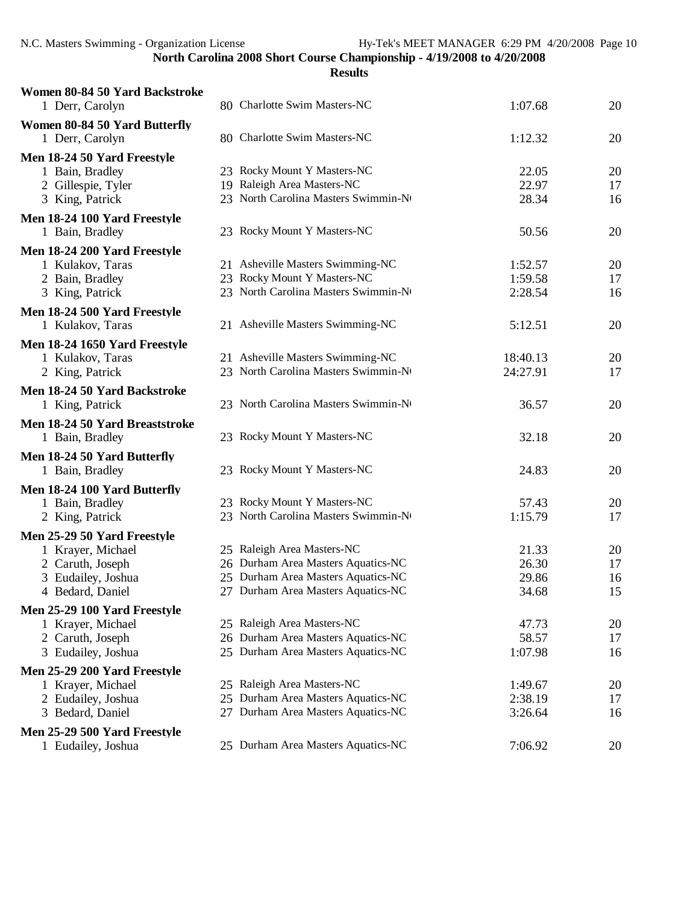**North Carolina 2008 Short Course Championship - 4/19/2008 to 4/20/2008**

**Results**

**Women 80-84 50 Yard Backstroke**

| | Name | Age | Team | Time | Points |
|---|---|---|---|---|---|
| 1 | Derr, Carolyn | 80 | Charlotte Swim Masters-NC | 1:07.68 | 20 |

**Women 80-84 50 Yard Butterfly**

| | Name | Age | Team | Time | Points |
|---|---|---|---|---|---|
| 1 | Derr, Carolyn | 80 | Charlotte Swim Masters-NC | 1:12.32 | 20 |

**Men 18-24 50 Yard Freestyle**

| | Name | Age | Team | Time | Points |
|---|---|---|---|---|---|
| 1 | Bain, Bradley | 23 | Rocky Mount Y Masters-NC | 22.05 | 20 |
| 2 | Gillespie, Tyler | 19 | Raleigh Area Masters-NC | 22.97 | 17 |
| 3 | King, Patrick | 23 | North Carolina Masters Swimmin-N( | 28.34 | 16 |

**Men 18-24 100 Yard Freestyle**

| | Name | Age | Team | Time | Points |
|---|---|---|---|---|---|
| 1 | Bain, Bradley | 23 | Rocky Mount Y Masters-NC | 50.56 | 20 |

**Men 18-24 200 Yard Freestyle**

| | Name | Age | Team | Time | Points |
|---|---|---|---|---|---|
| 1 | Kulakov, Taras | 21 | Asheville Masters Swimming-NC | 1:52.57 | 20 |
| 2 | Bain, Bradley | 23 | Rocky Mount Y Masters-NC | 1:59.58 | 17 |
| 3 | King, Patrick | 23 | North Carolina Masters Swimmin-N( | 2:28.54 | 16 |

**Men 18-24 500 Yard Freestyle**

| | Name | Age | Team | Time | Points |
|---|---|---|---|---|---|
| 1 | Kulakov, Taras | 21 | Asheville Masters Swimming-NC | 5:12.51 | 20 |

**Men 18-24 1650 Yard Freestyle**

| | Name | Age | Team | Time | Points |
|---|---|---|---|---|---|
| 1 | Kulakov, Taras | 21 | Asheville Masters Swimming-NC | 18:40.13 | 20 |
| 2 | King, Patrick | 23 | North Carolina Masters Swimmin-N( | 24:27.91 | 17 |

**Men 18-24 50 Yard Backstroke**

| | Name | Age | Team | Time | Points |
|---|---|---|---|---|---|
| 1 | King, Patrick | 23 | North Carolina Masters Swimmin-N( | 36.57 | 20 |

**Men 18-24 50 Yard Breaststroke**

| | Name | Age | Team | Time | Points |
|---|---|---|---|---|---|
| 1 | Bain, Bradley | 23 | Rocky Mount Y Masters-NC | 32.18 | 20 |

**Men 18-24 50 Yard Butterfly**

| | Name | Age | Team | Time | Points |
|---|---|---|---|---|---|
| 1 | Bain, Bradley | 23 | Rocky Mount Y Masters-NC | 24.83 | 20 |

**Men 18-24 100 Yard Butterfly**

| | Name | Age | Team | Time | Points |
|---|---|---|---|---|---|
| 1 | Bain, Bradley | 23 | Rocky Mount Y Masters-NC | 57.43 | 20 |
| 2 | King, Patrick | 23 | North Carolina Masters Swimmin-N( | 1:15.79 | 17 |

**Men 25-29 50 Yard Freestyle**

| | Name | Age | Team | Time | Points |
|---|---|---|---|---|---|
| 1 | Krayer, Michael | 25 | Raleigh Area Masters-NC | 21.33 | 20 |
| 2 | Caruth, Joseph | 26 | Durham Area Masters Aquatics-NC | 26.30 | 17 |
| 3 | Eudailey, Joshua | 25 | Durham Area Masters Aquatics-NC | 29.86 | 16 |
| 4 | Bedard, Daniel | 27 | Durham Area Masters Aquatics-NC | 34.68 | 15 |

**Men 25-29 100 Yard Freestyle**

| | Name | Age | Team | Time | Points |
|---|---|---|---|---|---|
| 1 | Krayer, Michael | 25 | Raleigh Area Masters-NC | 47.73 | 20 |
| 2 | Caruth, Joseph | 26 | Durham Area Masters Aquatics-NC | 58.57 | 17 |
| 3 | Eudailey, Joshua | 25 | Durham Area Masters Aquatics-NC | 1:07.98 | 16 |

**Men 25-29 200 Yard Freestyle**

| | Name | Age | Team | Time | Points |
|---|---|---|---|---|---|
| 1 | Krayer, Michael | 25 | Raleigh Area Masters-NC | 1:49.67 | 20 |
| 2 | Eudailey, Joshua | 25 | Durham Area Masters Aquatics-NC | 2:38.19 | 17 |
| 3 | Bedard, Daniel | 27 | Durham Area Masters Aquatics-NC | 3:26.64 | 16 |

**Men 25-29 500 Yard Freestyle**

| | Name | Age | Team | Time | Points |
|---|---|---|---|---|---|
| 1 | Eudailey, Joshua | 25 | Durham Area Masters Aquatics-NC | 7:06.92 | 20 |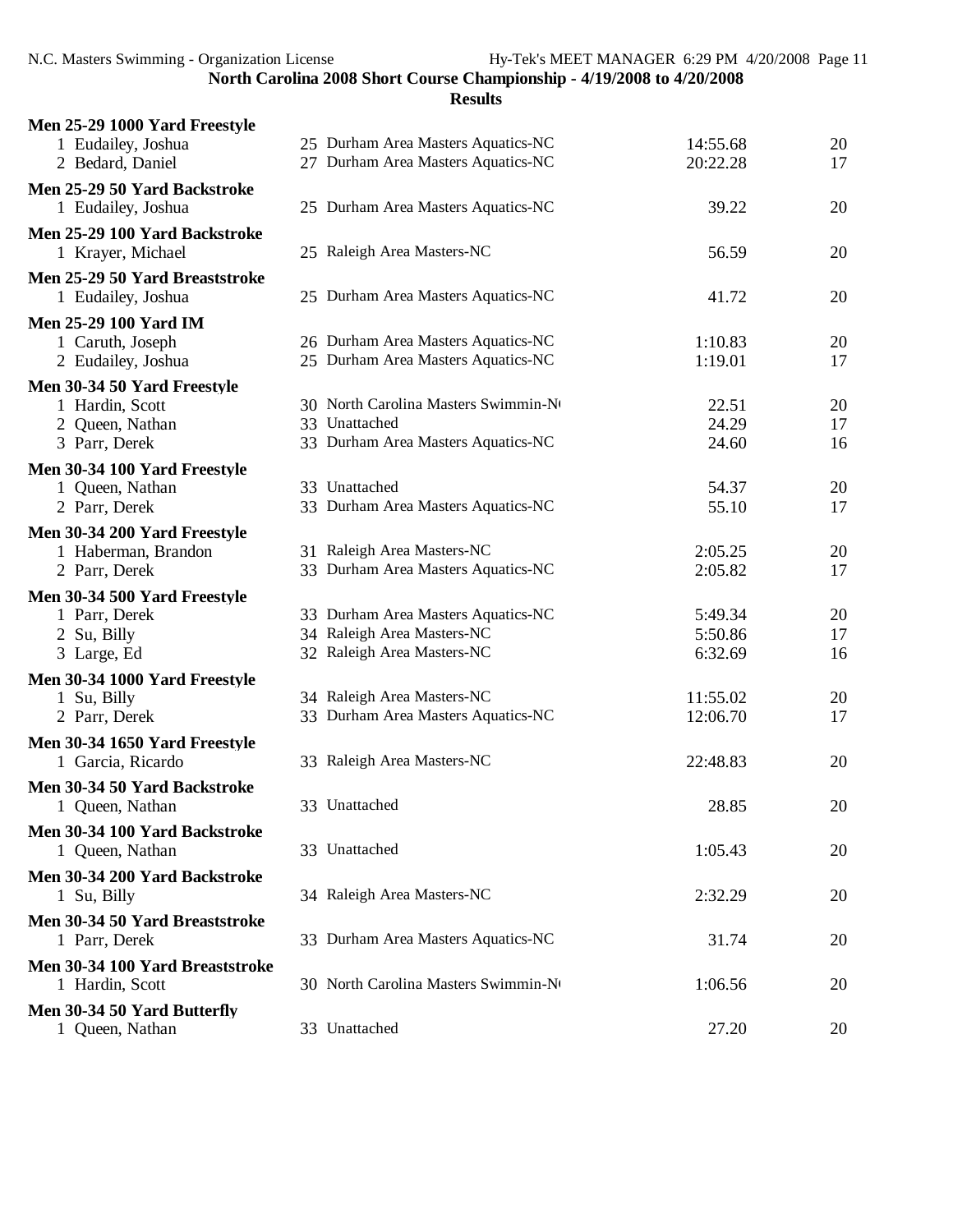**North Carolina 2008 Short Course Championship - 4/19/2008 to 4/20/2008**

**Results**

**Men 25-29 1000 Yard Freestyle**

| | Name | Age | Team | Time | Points |
|---|---|---|---|---|---|
| 1 | Eudailey, Joshua | 25 | Durham Area Masters Aquatics-NC | 14:55.68 | 20 |
| 2 | Bedard, Daniel | 27 | Durham Area Masters Aquatics-NC | 20:22.28 | 17 |

**Men 25-29 50 Yard Backstroke**

| | Name | Age | Team | Time | Points |
|---|---|---|---|---|---|
| 1 | Eudailey, Joshua | 25 | Durham Area Masters Aquatics-NC | 39.22 | 20 |

**Men 25-29 100 Yard Backstroke**

| | Name | Age | Team | Time | Points |
|---|---|---|---|---|---|
| 1 | Krayer, Michael | 25 | Raleigh Area Masters-NC | 56.59 | 20 |

**Men 25-29 50 Yard Breaststroke**

| | Name | Age | Team | Time | Points |
|---|---|---|---|---|---|
| 1 | Eudailey, Joshua | 25 | Durham Area Masters Aquatics-NC | 41.72 | 20 |

**Men 25-29 100 Yard IM**

| | Name | Age | Team | Time | Points |
|---|---|---|---|---|---|
| 1 | Caruth, Joseph | 26 | Durham Area Masters Aquatics-NC | 1:10.83 | 20 |
| 2 | Eudailey, Joshua | 25 | Durham Area Masters Aquatics-NC | 1:19.01 | 17 |

**Men 30-34 50 Yard Freestyle**

| | Name | Age | Team | Time | Points |
|---|---|---|---|---|---|
| 1 | Hardin, Scott | 30 | North Carolina Masters Swimmin-NC | 22.51 | 20 |
| 2 | Queen, Nathan | 33 | Unattached | 24.29 | 17 |
| 3 | Parr, Derek | 33 | Durham Area Masters Aquatics-NC | 24.60 | 16 |

**Men 30-34 100 Yard Freestyle**

| | Name | Age | Team | Time | Points |
|---|---|---|---|---|---|
| 1 | Queen, Nathan | 33 | Unattached | 54.37 | 20 |
| 2 | Parr, Derek | 33 | Durham Area Masters Aquatics-NC | 55.10 | 17 |

**Men 30-34 200 Yard Freestyle**

| | Name | Age | Team | Time | Points |
|---|---|---|---|---|---|
| 1 | Haberman, Brandon | 31 | Raleigh Area Masters-NC | 2:05.25 | 20 |
| 2 | Parr, Derek | 33 | Durham Area Masters Aquatics-NC | 2:05.82 | 17 |

**Men 30-34 500 Yard Freestyle**

| | Name | Age | Team | Time | Points |
|---|---|---|---|---|---|
| 1 | Parr, Derek | 33 | Durham Area Masters Aquatics-NC | 5:49.34 | 20 |
| 2 | Su, Billy | 34 | Raleigh Area Masters-NC | 5:50.86 | 17 |
| 3 | Large, Ed | 32 | Raleigh Area Masters-NC | 6:32.69 | 16 |

**Men 30-34 1000 Yard Freestyle**

| | Name | Age | Team | Time | Points |
|---|---|---|---|---|---|
| 1 | Su, Billy | 34 | Raleigh Area Masters-NC | 11:55.02 | 20 |
| 2 | Parr, Derek | 33 | Durham Area Masters Aquatics-NC | 12:06.70 | 17 |

**Men 30-34 1650 Yard Freestyle**

| | Name | Age | Team | Time | Points |
|---|---|---|---|---|---|
| 1 | Garcia, Ricardo | 33 | Raleigh Area Masters-NC | 22:48.83 | 20 |

**Men 30-34 50 Yard Backstroke**

| | Name | Age | Team | Time | Points |
|---|---|---|---|---|---|
| 1 | Queen, Nathan | 33 | Unattached | 28.85 | 20 |

**Men 30-34 100 Yard Backstroke**

| | Name | Age | Team | Time | Points |
|---|---|---|---|---|---|
| 1 | Queen, Nathan | 33 | Unattached | 1:05.43 | 20 |

**Men 30-34 200 Yard Backstroke**

| | Name | Age | Team | Time | Points |
|---|---|---|---|---|---|
| 1 | Su, Billy | 34 | Raleigh Area Masters-NC | 2:32.29 | 20 |

**Men 30-34 50 Yard Breaststroke**

| | Name | Age | Team | Time | Points |
|---|---|---|---|---|---|
| 1 | Parr, Derek | 33 | Durham Area Masters Aquatics-NC | 31.74 | 20 |

**Men 30-34 100 Yard Breaststroke**

| | Name | Age | Team | Time | Points |
|---|---|---|---|---|---|
| 1 | Hardin, Scott | 30 | North Carolina Masters Swimmin-NC | 1:06.56 | 20 |

**Men 30-34 50 Yard Butterfly**

| | Name | Age | Team | Time | Points |
|---|---|---|---|---|---|
| 1 | Queen, Nathan | 33 | Unattached | 27.20 | 20 |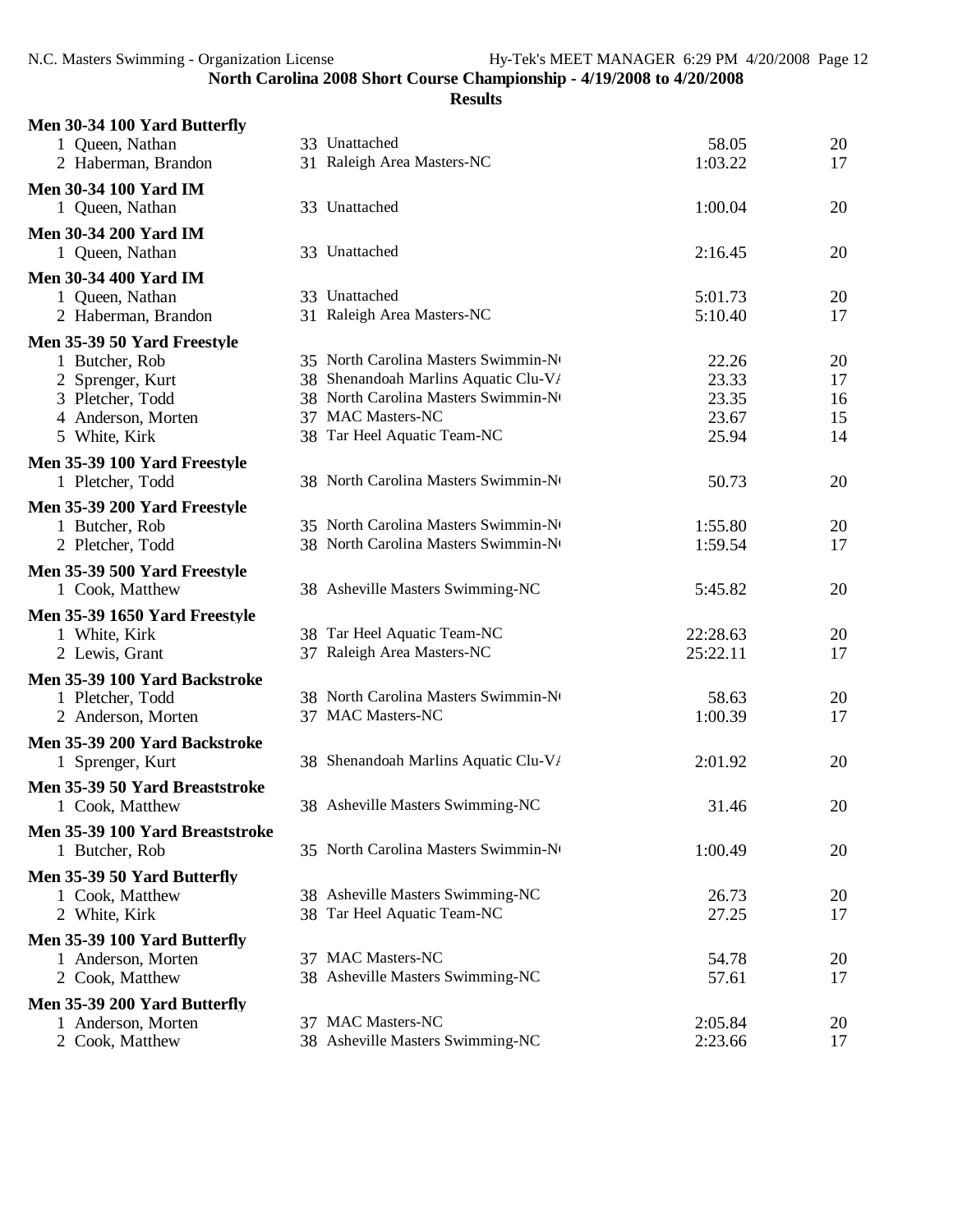**North Carolina 2008 Short Course Championship - 4/19/2008 to 4/20/2008**

**Results**

**Men 30-34 100 Yard Butterfly**

| Place | Name | Age | Team | Time | Points |
|---|---|---|---|---|---|
| 1 | Queen, Nathan | 33 | Unattached | 58.05 | 20 |
| 2 | Haberman, Brandon | 31 | Raleigh Area Masters-NC | 1:03.22 | 17 |

**Men 30-34 100 Yard IM**

| Place | Name | Age | Team | Time | Points |
|---|---|---|---|---|---|
| 1 | Queen, Nathan | 33 | Unattached | 1:00.04 | 20 |

**Men 30-34 200 Yard IM**

| Place | Name | Age | Team | Time | Points |
|---|---|---|---|---|---|
| 1 | Queen, Nathan | 33 | Unattached | 2:16.45 | 20 |

**Men 30-34 400 Yard IM**

| Place | Name | Age | Team | Time | Points |
|---|---|---|---|---|---|
| 1 | Queen, Nathan | 33 | Unattached | 5:01.73 | 20 |
| 2 | Haberman, Brandon | 31 | Raleigh Area Masters-NC | 5:10.40 | 17 |

**Men 35-39 50 Yard Freestyle**

| Place | Name | Age | Team | Time | Points |
|---|---|---|---|---|---|
| 1 | Butcher, Rob | 35 | North Carolina Masters Swimmin-N( | 22.26 | 20 |
| 2 | Sprenger, Kurt | 38 | Shenandoah Marlins Aquatic Clu-VA | 23.33 | 17 |
| 3 | Pletcher, Todd | 38 | North Carolina Masters Swimmin-N( | 23.35 | 16 |
| 4 | Anderson, Morten | 37 | MAC Masters-NC | 23.67 | 15 |
| 5 | White, Kirk | 38 | Tar Heel Aquatic Team-NC | 25.94 | 14 |

**Men 35-39 100 Yard Freestyle**

| Place | Name | Age | Team | Time | Points |
|---|---|---|---|---|---|
| 1 | Pletcher, Todd | 38 | North Carolina Masters Swimmin-N( | 50.73 | 20 |

**Men 35-39 200 Yard Freestyle**

| Place | Name | Age | Team | Time | Points |
|---|---|---|---|---|---|
| 1 | Butcher, Rob | 35 | North Carolina Masters Swimmin-N( | 1:55.80 | 20 |
| 2 | Pletcher, Todd | 38 | North Carolina Masters Swimmin-N( | 1:59.54 | 17 |

**Men 35-39 500 Yard Freestyle**

| Place | Name | Age | Team | Time | Points |
|---|---|---|---|---|---|
| 1 | Cook, Matthew | 38 | Asheville Masters Swimming-NC | 5:45.82 | 20 |

**Men 35-39 1650 Yard Freestyle**

| Place | Name | Age | Team | Time | Points |
|---|---|---|---|---|---|
| 1 | White, Kirk | 38 | Tar Heel Aquatic Team-NC | 22:28.63 | 20 |
| 2 | Lewis, Grant | 37 | Raleigh Area Masters-NC | 25:22.11 | 17 |

**Men 35-39 100 Yard Backstroke**

| Place | Name | Age | Team | Time | Points |
|---|---|---|---|---|---|
| 1 | Pletcher, Todd | 38 | North Carolina Masters Swimmin-N( | 58.63 | 20 |
| 2 | Anderson, Morten | 37 | MAC Masters-NC | 1:00.39 | 17 |

**Men 35-39 200 Yard Backstroke**

| Place | Name | Age | Team | Time | Points |
|---|---|---|---|---|---|
| 1 | Sprenger, Kurt | 38 | Shenandoah Marlins Aquatic Clu-VA | 2:01.92 | 20 |

**Men 35-39 50 Yard Breaststroke**

| Place | Name | Age | Team | Time | Points |
|---|---|---|---|---|---|
| 1 | Cook, Matthew | 38 | Asheville Masters Swimming-NC | 31.46 | 20 |

**Men 35-39 100 Yard Breaststroke**

| Place | Name | Age | Team | Time | Points |
|---|---|---|---|---|---|
| 1 | Butcher, Rob | 35 | North Carolina Masters Swimmin-N( | 1:00.49 | 20 |

**Men 35-39 50 Yard Butterfly**

| Place | Name | Age | Team | Time | Points |
|---|---|---|---|---|---|
| 1 | Cook, Matthew | 38 | Asheville Masters Swimming-NC | 26.73 | 20 |
| 2 | White, Kirk | 38 | Tar Heel Aquatic Team-NC | 27.25 | 17 |

**Men 35-39 100 Yard Butterfly**

| Place | Name | Age | Team | Time | Points |
|---|---|---|---|---|---|
| 1 | Anderson, Morten | 37 | MAC Masters-NC | 54.78 | 20 |
| 2 | Cook, Matthew | 38 | Asheville Masters Swimming-NC | 57.61 | 17 |

**Men 35-39 200 Yard Butterfly**

| Place | Name | Age | Team | Time | Points |
|---|---|---|---|---|---|
| 1 | Anderson, Morten | 37 | MAC Masters-NC | 2:05.84 | 20 |
| 2 | Cook, Matthew | 38 | Asheville Masters Swimming-NC | 2:23.66 | 17 |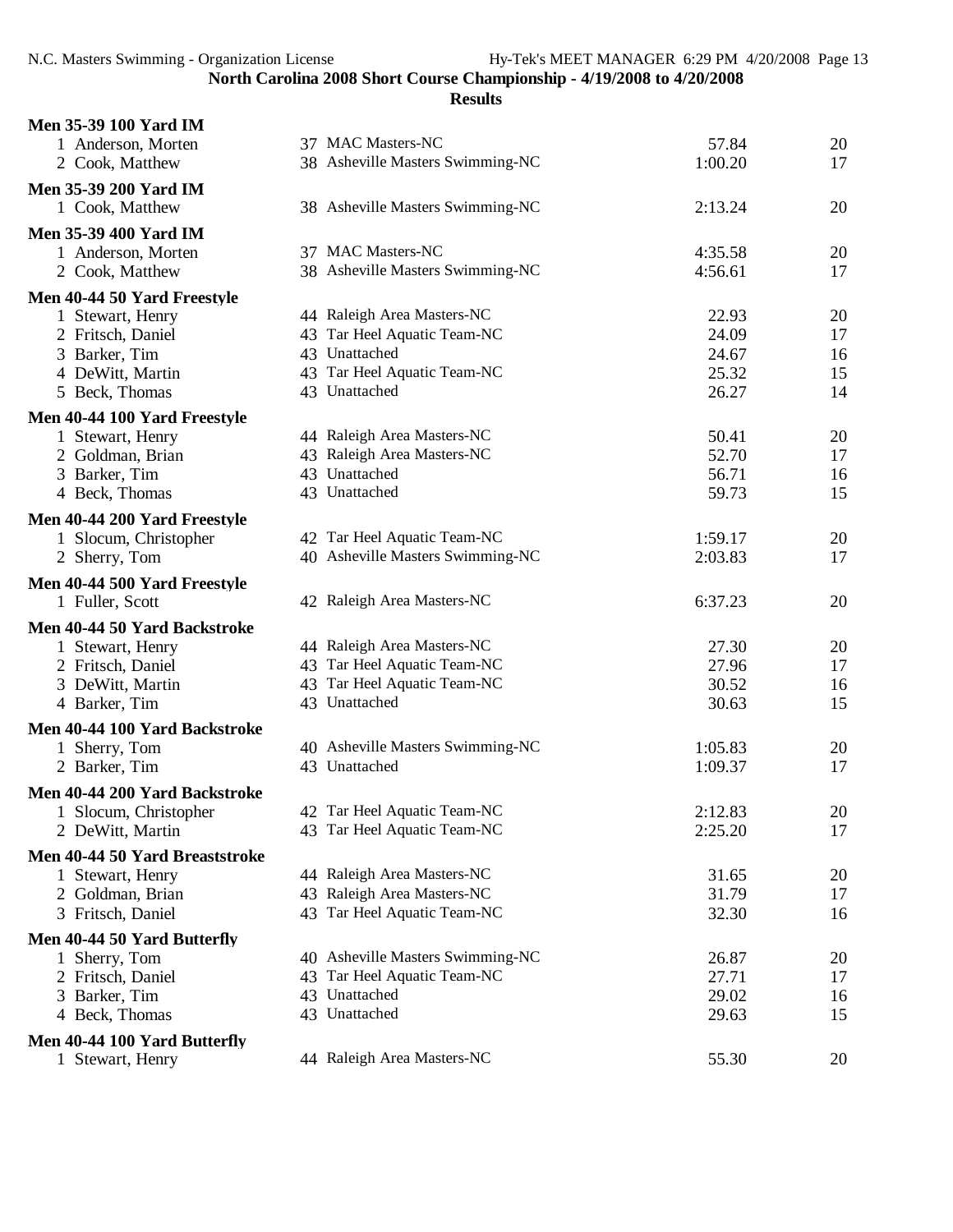**North Carolina 2008 Short Course Championship - 4/19/2008 to 4/20/2008**

**Results**

**Men 35-39 100 Yard IM**

| Place | Name | Age | Team | Time | Points |
|---|---|---|---|---|---|
| 1 | Anderson, Morten | 37 | MAC Masters-NC | 57.84 | 20 |
| 2 | Cook, Matthew | 38 | Asheville Masters Swimming-NC | 1:00.20 | 17 |

**Men 35-39 200 Yard IM**

| Place | Name | Age | Team | Time | Points |
|---|---|---|---|---|---|
| 1 | Cook, Matthew | 38 | Asheville Masters Swimming-NC | 2:13.24 | 20 |

**Men 35-39 400 Yard IM**

| Place | Name | Age | Team | Time | Points |
|---|---|---|---|---|---|
| 1 | Anderson, Morten | 37 | MAC Masters-NC | 4:35.58 | 20 |
| 2 | Cook, Matthew | 38 | Asheville Masters Swimming-NC | 4:56.61 | 17 |

**Men 40-44 50 Yard Freestyle**

| Place | Name | Age | Team | Time | Points |
|---|---|---|---|---|---|
| 1 | Stewart, Henry | 44 | Raleigh Area Masters-NC | 22.93 | 20 |
| 2 | Fritsch, Daniel | 43 | Tar Heel Aquatic Team-NC | 24.09 | 17 |
| 3 | Barker, Tim | 43 | Unattached | 24.67 | 16 |
| 4 | DeWitt, Martin | 43 | Tar Heel Aquatic Team-NC | 25.32 | 15 |
| 5 | Beck, Thomas | 43 | Unattached | 26.27 | 14 |

**Men 40-44 100 Yard Freestyle**

| Place | Name | Age | Team | Time | Points |
|---|---|---|---|---|---|
| 1 | Stewart, Henry | 44 | Raleigh Area Masters-NC | 50.41 | 20 |
| 2 | Goldman, Brian | 43 | Raleigh Area Masters-NC | 52.70 | 17 |
| 3 | Barker, Tim | 43 | Unattached | 56.71 | 16 |
| 4 | Beck, Thomas | 43 | Unattached | 59.73 | 15 |

**Men 40-44 200 Yard Freestyle**

| Place | Name | Age | Team | Time | Points |
|---|---|---|---|---|---|
| 1 | Slocum, Christopher | 42 | Tar Heel Aquatic Team-NC | 1:59.17 | 20 |
| 2 | Sherry, Tom | 40 | Asheville Masters Swimming-NC | 2:03.83 | 17 |

**Men 40-44 500 Yard Freestyle**

| Place | Name | Age | Team | Time | Points |
|---|---|---|---|---|---|
| 1 | Fuller, Scott | 42 | Raleigh Area Masters-NC | 6:37.23 | 20 |

**Men 40-44 50 Yard Backstroke**

| Place | Name | Age | Team | Time | Points |
|---|---|---|---|---|---|
| 1 | Stewart, Henry | 44 | Raleigh Area Masters-NC | 27.30 | 20 |
| 2 | Fritsch, Daniel | 43 | Tar Heel Aquatic Team-NC | 27.96 | 17 |
| 3 | DeWitt, Martin | 43 | Tar Heel Aquatic Team-NC | 30.52 | 16 |
| 4 | Barker, Tim | 43 | Unattached | 30.63 | 15 |

**Men 40-44 100 Yard Backstroke**

| Place | Name | Age | Team | Time | Points |
|---|---|---|---|---|---|
| 1 | Sherry, Tom | 40 | Asheville Masters Swimming-NC | 1:05.83 | 20 |
| 2 | Barker, Tim | 43 | Unattached | 1:09.37 | 17 |

**Men 40-44 200 Yard Backstroke**

| Place | Name | Age | Team | Time | Points |
|---|---|---|---|---|---|
| 1 | Slocum, Christopher | 42 | Tar Heel Aquatic Team-NC | 2:12.83 | 20 |
| 2 | DeWitt, Martin | 43 | Tar Heel Aquatic Team-NC | 2:25.20 | 17 |

**Men 40-44 50 Yard Breaststroke**

| Place | Name | Age | Team | Time | Points |
|---|---|---|---|---|---|
| 1 | Stewart, Henry | 44 | Raleigh Area Masters-NC | 31.65 | 20 |
| 2 | Goldman, Brian | 43 | Raleigh Area Masters-NC | 31.79 | 17 |
| 3 | Fritsch, Daniel | 43 | Tar Heel Aquatic Team-NC | 32.30 | 16 |

**Men 40-44 50 Yard Butterfly**

| Place | Name | Age | Team | Time | Points |
|---|---|---|---|---|---|
| 1 | Sherry, Tom | 40 | Asheville Masters Swimming-NC | 26.87 | 20 |
| 2 | Fritsch, Daniel | 43 | Tar Heel Aquatic Team-NC | 27.71 | 17 |
| 3 | Barker, Tim | 43 | Unattached | 29.02 | 16 |
| 4 | Beck, Thomas | 43 | Unattached | 29.63 | 15 |

**Men 40-44 100 Yard Butterfly**

| Place | Name | Age | Team | Time | Points |
|---|---|---|---|---|---|
| 1 | Stewart, Henry | 44 | Raleigh Area Masters-NC | 55.30 | 20 |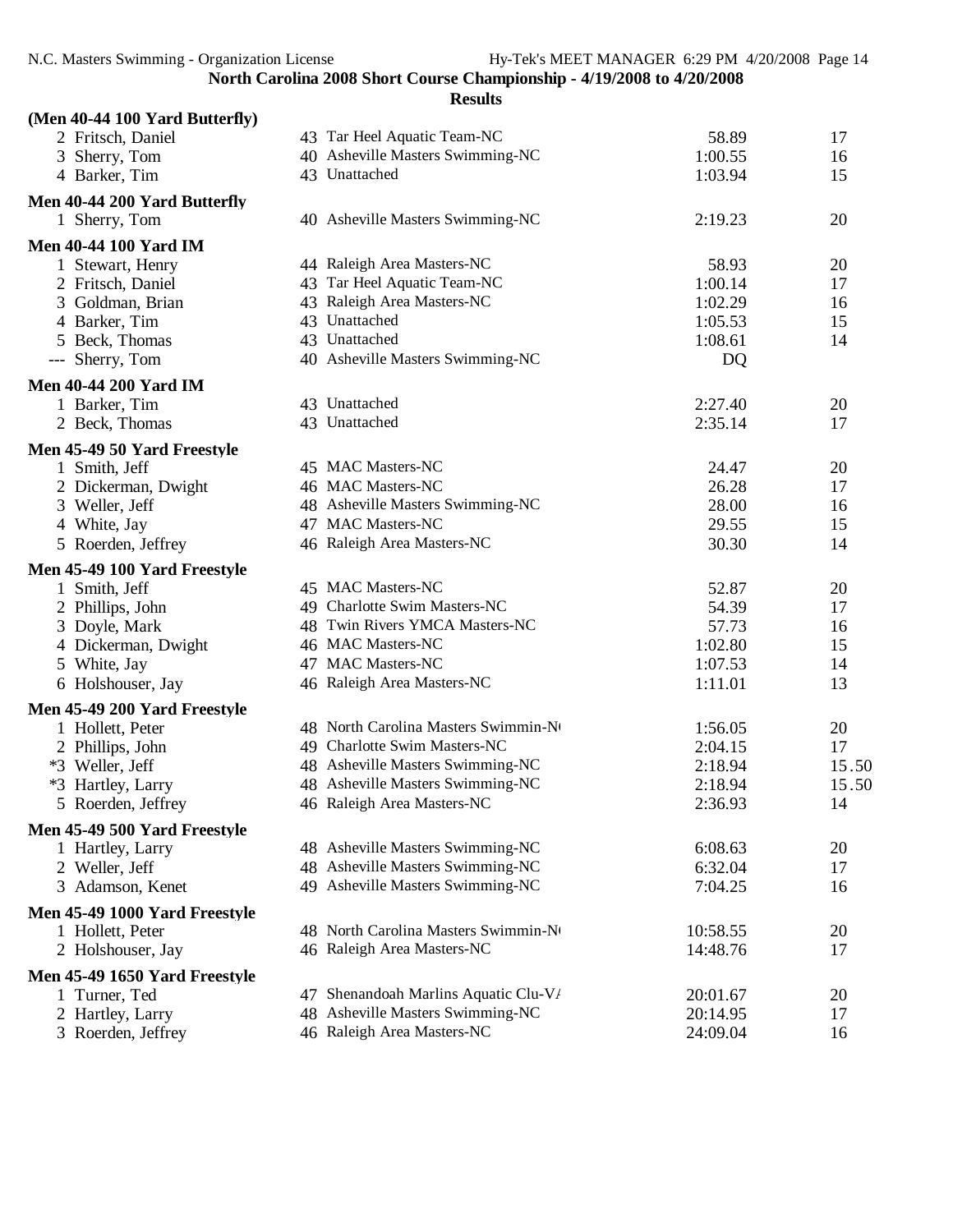**North Carolina 2008 Short Course Championship - 4/19/2008 to 4/20/2008**

**Results**

**(Men 40-44 100 Yard Butterfly)**

| Place | Name | Age | Team | Time | Points |
|---|---|---|---|---|---|
| 2 | Fritsch, Daniel | 43 | Tar Heel Aquatic Team-NC | 58.89 | 17 |
| 3 | Sherry, Tom | 40 | Asheville Masters Swimming-NC | 1:00.55 | 16 |
| 4 | Barker, Tim | 43 | Unattached | 1:03.94 | 15 |

**Men 40-44 200 Yard Butterfly**

| Place | Name | Age | Team | Time | Points |
|---|---|---|---|---|---|
| 1 | Sherry, Tom | 40 | Asheville Masters Swimming-NC | 2:19.23 | 20 |

**Men 40-44 100 Yard IM**

| Place | Name | Age | Team | Time | Points |
|---|---|---|---|---|---|
| 1 | Stewart, Henry | 44 | Raleigh Area Masters-NC | 58.93 | 20 |
| 2 | Fritsch, Daniel | 43 | Tar Heel Aquatic Team-NC | 1:00.14 | 17 |
| 3 | Goldman, Brian | 43 | Raleigh Area Masters-NC | 1:02.29 | 16 |
| 4 | Barker, Tim | 43 | Unattached | 1:05.53 | 15 |
| 5 | Beck, Thomas | 43 | Unattached | 1:08.61 | 14 |
| --- | Sherry, Tom | 40 | Asheville Masters Swimming-NC | DQ | |

**Men 40-44 200 Yard IM**

| Place | Name | Age | Team | Time | Points |
|---|---|---|---|---|---|
| 1 | Barker, Tim | 43 | Unattached | 2:27.40 | 20 |
| 2 | Beck, Thomas | 43 | Unattached | 2:35.14 | 17 |

**Men 45-49 50 Yard Freestyle**

| Place | Name | Age | Team | Time | Points |
|---|---|---|---|---|---|
| 1 | Smith, Jeff | 45 | MAC Masters-NC | 24.47 | 20 |
| 2 | Dickerman, Dwight | 46 | MAC Masters-NC | 26.28 | 17 |
| 3 | Weller, Jeff | 48 | Asheville Masters Swimming-NC | 28.00 | 16 |
| 4 | White, Jay | 47 | MAC Masters-NC | 29.55 | 15 |
| 5 | Roerden, Jeffrey | 46 | Raleigh Area Masters-NC | 30.30 | 14 |

**Men 45-49 100 Yard Freestyle**

| Place | Name | Age | Team | Time | Points |
|---|---|---|---|---|---|
| 1 | Smith, Jeff | 45 | MAC Masters-NC | 52.87 | 20 |
| 2 | Phillips, John | 49 | Charlotte Swim Masters-NC | 54.39 | 17 |
| 3 | Doyle, Mark | 48 | Twin Rivers YMCA Masters-NC | 57.73 | 16 |
| 4 | Dickerman, Dwight | 46 | MAC Masters-NC | 1:02.80 | 15 |
| 5 | White, Jay | 47 | MAC Masters-NC | 1:07.53 | 14 |
| 6 | Holshouser, Jay | 46 | Raleigh Area Masters-NC | 1:11.01 | 13 |

**Men 45-49 200 Yard Freestyle**

| Place | Name | Age | Team | Time | Points |
|---|---|---|---|---|---|
| 1 | Hollett, Peter | 48 | North Carolina Masters Swimmin-N( | 1:56.05 | 20 |
| 2 | Phillips, John | 49 | Charlotte Swim Masters-NC | 2:04.15 | 17 |
| *3 | Weller, Jeff | 48 | Asheville Masters Swimming-NC | 2:18.94 | 15.50 |
| *3 | Hartley, Larry | 48 | Asheville Masters Swimming-NC | 2:18.94 | 15.50 |
| 5 | Roerden, Jeffrey | 46 | Raleigh Area Masters-NC | 2:36.93 | 14 |

**Men 45-49 500 Yard Freestyle**

| Place | Name | Age | Team | Time | Points |
|---|---|---|---|---|---|
| 1 | Hartley, Larry | 48 | Asheville Masters Swimming-NC | 6:08.63 | 20 |
| 2 | Weller, Jeff | 48 | Asheville Masters Swimming-NC | 6:32.04 | 17 |
| 3 | Adamson, Kenet | 49 | Asheville Masters Swimming-NC | 7:04.25 | 16 |

**Men 45-49 1000 Yard Freestyle**

| Place | Name | Age | Team | Time | Points |
|---|---|---|---|---|---|
| 1 | Hollett, Peter | 48 | North Carolina Masters Swimmin-N( | 10:58.55 | 20 |
| 2 | Holshouser, Jay | 46 | Raleigh Area Masters-NC | 14:48.76 | 17 |

**Men 45-49 1650 Yard Freestyle**

| Place | Name | Age | Team | Time | Points |
|---|---|---|---|---|---|
| 1 | Turner, Ted | 47 | Shenandoah Marlins Aquatic Clu-VA | 20:01.67 | 20 |
| 2 | Hartley, Larry | 48 | Asheville Masters Swimming-NC | 20:14.95 | 17 |
| 3 | Roerden, Jeffrey | 46 | Raleigh Area Masters-NC | 24:09.04 | 16 |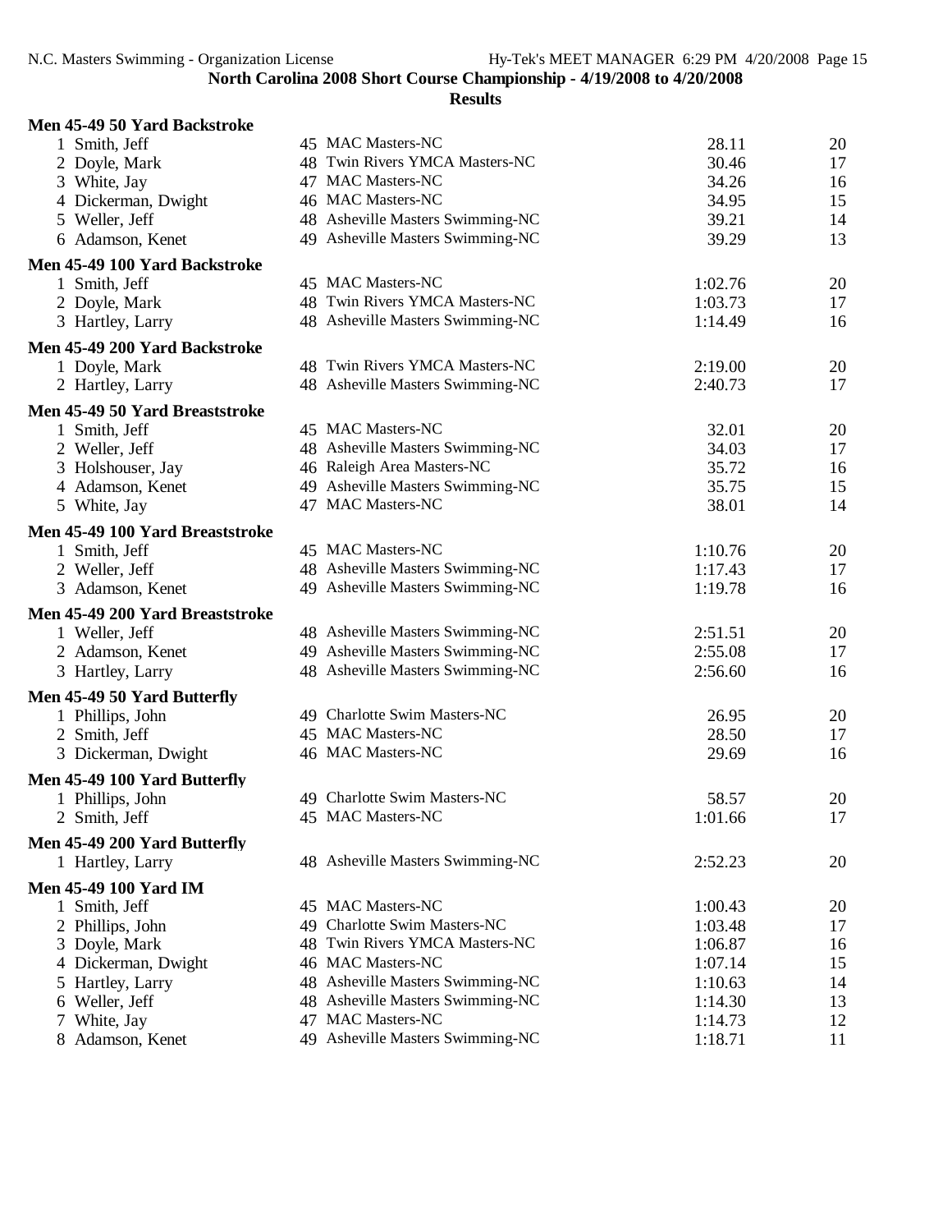**North Carolina 2008 Short Course Championship - 4/19/2008 to 4/20/2008**

**Results**

### Men 45-49 50 Yard Backstroke

| | Name | Age | Team | Time | Points |
|---|---|---|---|---|---|
| 1 | Smith, Jeff | 45 | MAC Masters-NC | 28.11 | 20 |
| 2 | Doyle, Mark | 48 | Twin Rivers YMCA Masters-NC | 30.46 | 17 |
| 3 | White, Jay | 47 | MAC Masters-NC | 34.26 | 16 |
| 4 | Dickerman, Dwight | 46 | MAC Masters-NC | 34.95 | 15 |
| 5 | Weller, Jeff | 48 | Asheville Masters Swimming-NC | 39.21 | 14 |
| 6 | Adamson, Kenet | 49 | Asheville Masters Swimming-NC | 39.29 | 13 |

### Men 45-49 100 Yard Backstroke

| | Name | Age | Team | Time | Points |
|---|---|---|---|---|---|
| 1 | Smith, Jeff | 45 | MAC Masters-NC | 1:02.76 | 20 |
| 2 | Doyle, Mark | 48 | Twin Rivers YMCA Masters-NC | 1:03.73 | 17 |
| 3 | Hartley, Larry | 48 | Asheville Masters Swimming-NC | 1:14.49 | 16 |

### Men 45-49 200 Yard Backstroke

| | Name | Age | Team | Time | Points |
|---|---|---|---|---|---|
| 1 | Doyle, Mark | 48 | Twin Rivers YMCA Masters-NC | 2:19.00 | 20 |
| 2 | Hartley, Larry | 48 | Asheville Masters Swimming-NC | 2:40.73 | 17 |

### Men 45-49 50 Yard Breaststroke

| | Name | Age | Team | Time | Points |
|---|---|---|---|---|---|
| 1 | Smith, Jeff | 45 | MAC Masters-NC | 32.01 | 20 |
| 2 | Weller, Jeff | 48 | Asheville Masters Swimming-NC | 34.03 | 17 |
| 3 | Holshouser, Jay | 46 | Raleigh Area Masters-NC | 35.72 | 16 |
| 4 | Adamson, Kenet | 49 | Asheville Masters Swimming-NC | 35.75 | 15 |
| 5 | White, Jay | 47 | MAC Masters-NC | 38.01 | 14 |

### Men 45-49 100 Yard Breaststroke

| | Name | Age | Team | Time | Points |
|---|---|---|---|---|---|
| 1 | Smith, Jeff | 45 | MAC Masters-NC | 1:10.76 | 20 |
| 2 | Weller, Jeff | 48 | Asheville Masters Swimming-NC | 1:17.43 | 17 |
| 3 | Adamson, Kenet | 49 | Asheville Masters Swimming-NC | 1:19.78 | 16 |

### Men 45-49 200 Yard Breaststroke

| | Name | Age | Team | Time | Points |
|---|---|---|---|---|---|
| 1 | Weller, Jeff | 48 | Asheville Masters Swimming-NC | 2:51.51 | 20 |
| 2 | Adamson, Kenet | 49 | Asheville Masters Swimming-NC | 2:55.08 | 17 |
| 3 | Hartley, Larry | 48 | Asheville Masters Swimming-NC | 2:56.60 | 16 |

### Men 45-49 50 Yard Butterfly

| | Name | Age | Team | Time | Points |
|---|---|---|---|---|---|
| 1 | Phillips, John | 49 | Charlotte Swim Masters-NC | 26.95 | 20 |
| 2 | Smith, Jeff | 45 | MAC Masters-NC | 28.50 | 17 |
| 3 | Dickerman, Dwight | 46 | MAC Masters-NC | 29.69 | 16 |

### Men 45-49 100 Yard Butterfly

| | Name | Age | Team | Time | Points |
|---|---|---|---|---|---|
| 1 | Phillips, John | 49 | Charlotte Swim Masters-NC | 58.57 | 20 |
| 2 | Smith, Jeff | 45 | MAC Masters-NC | 1:01.66 | 17 |

### Men 45-49 200 Yard Butterfly

| | Name | Age | Team | Time | Points |
|---|---|---|---|---|---|
| 1 | Hartley, Larry | 48 | Asheville Masters Swimming-NC | 2:52.23 | 20 |

### Men 45-49 100 Yard IM

| | Name | Age | Team | Time | Points |
|---|---|---|---|---|---|
| 1 | Smith, Jeff | 45 | MAC Masters-NC | 1:00.43 | 20 |
| 2 | Phillips, John | 49 | Charlotte Swim Masters-NC | 1:03.48 | 17 |
| 3 | Doyle, Mark | 48 | Twin Rivers YMCA Masters-NC | 1:06.87 | 16 |
| 4 | Dickerman, Dwight | 46 | MAC Masters-NC | 1:07.14 | 15 |
| 5 | Hartley, Larry | 48 | Asheville Masters Swimming-NC | 1:10.63 | 14 |
| 6 | Weller, Jeff | 48 | Asheville Masters Swimming-NC | 1:14.30 | 13 |
| 7 | White, Jay | 47 | MAC Masters-NC | 1:14.73 | 12 |
| 8 | Adamson, Kenet | 49 | Asheville Masters Swimming-NC | 1:18.71 | 11 |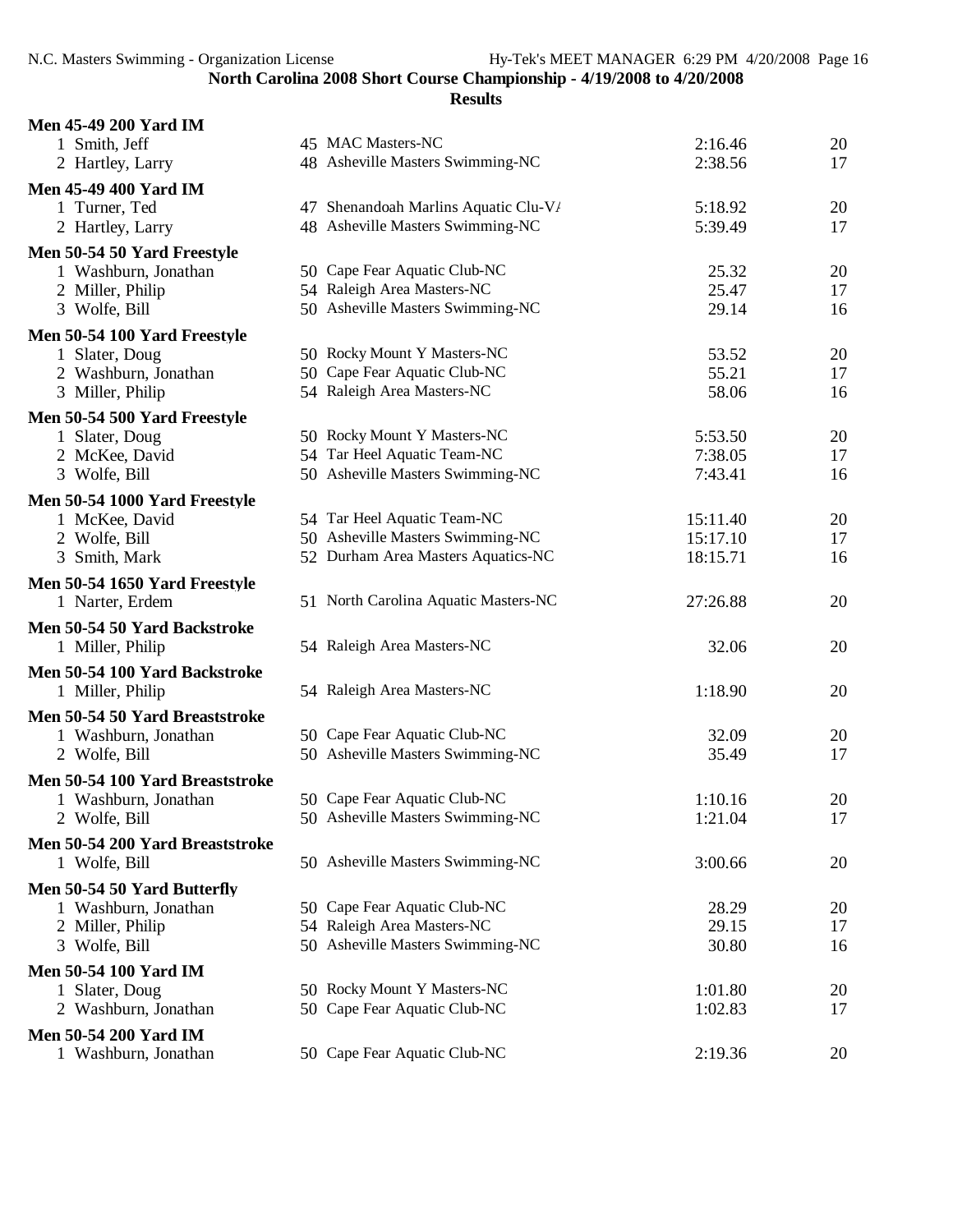**North Carolina 2008 Short Course Championship - 4/19/2008 to 4/20/2008**

**Results**

**Men 45-49 200 Yard IM**

| | Name | Age | Team | Time | Points |
|---|---|---|---|---|---|
| 1 | Smith, Jeff | 45 | MAC Masters-NC | 2:16.46 | 20 |
| 2 | Hartley, Larry | 48 | Asheville Masters Swimming-NC | 2:38.56 | 17 |

**Men 45-49 400 Yard IM**

| | Name | Age | Team | Time | Points |
|---|---|---|---|---|---|
| 1 | Turner, Ted | 47 | Shenandoah Marlins Aquatic Clu-VA | 5:18.92 | 20 |
| 2 | Hartley, Larry | 48 | Asheville Masters Swimming-NC | 5:39.49 | 17 |

**Men 50-54 50 Yard Freestyle**

| | Name | Age | Team | Time | Points |
|---|---|---|---|---|---|
| 1 | Washburn, Jonathan | 50 | Cape Fear Aquatic Club-NC | 25.32 | 20 |
| 2 | Miller, Philip | 54 | Raleigh Area Masters-NC | 25.47 | 17 |
| 3 | Wolfe, Bill | 50 | Asheville Masters Swimming-NC | 29.14 | 16 |

**Men 50-54 100 Yard Freestyle**

| | Name | Age | Team | Time | Points |
|---|---|---|---|---|---|
| 1 | Slater, Doug | 50 | Rocky Mount Y Masters-NC | 53.52 | 20 |
| 2 | Washburn, Jonathan | 50 | Cape Fear Aquatic Club-NC | 55.21 | 17 |
| 3 | Miller, Philip | 54 | Raleigh Area Masters-NC | 58.06 | 16 |

**Men 50-54 500 Yard Freestyle**

| | Name | Age | Team | Time | Points |
|---|---|---|---|---|---|
| 1 | Slater, Doug | 50 | Rocky Mount Y Masters-NC | 5:53.50 | 20 |
| 2 | McKee, David | 54 | Tar Heel Aquatic Team-NC | 7:38.05 | 17 |
| 3 | Wolfe, Bill | 50 | Asheville Masters Swimming-NC | 7:43.41 | 16 |

**Men 50-54 1000 Yard Freestyle**

| | Name | Age | Team | Time | Points |
|---|---|---|---|---|---|
| 1 | McKee, David | 54 | Tar Heel Aquatic Team-NC | 15:11.40 | 20 |
| 2 | Wolfe, Bill | 50 | Asheville Masters Swimming-NC | 15:17.10 | 17 |
| 3 | Smith, Mark | 52 | Durham Area Masters Aquatics-NC | 18:15.71 | 16 |

**Men 50-54 1650 Yard Freestyle**

| | Name | Age | Team | Time | Points |
|---|---|---|---|---|---|
| 1 | Narter, Erdem | 51 | North Carolina Aquatic Masters-NC | 27:26.88 | 20 |

**Men 50-54 50 Yard Backstroke**

| | Name | Age | Team | Time | Points |
|---|---|---|---|---|---|
| 1 | Miller, Philip | 54 | Raleigh Area Masters-NC | 32.06 | 20 |

**Men 50-54 100 Yard Backstroke**

| | Name | Age | Team | Time | Points |
|---|---|---|---|---|---|
| 1 | Miller, Philip | 54 | Raleigh Area Masters-NC | 1:18.90 | 20 |

**Men 50-54 50 Yard Breaststroke**

| | Name | Age | Team | Time | Points |
|---|---|---|---|---|---|
| 1 | Washburn, Jonathan | 50 | Cape Fear Aquatic Club-NC | 32.09 | 20 |
| 2 | Wolfe, Bill | 50 | Asheville Masters Swimming-NC | 35.49 | 17 |

**Men 50-54 100 Yard Breaststroke**

| | Name | Age | Team | Time | Points |
|---|---|---|---|---|---|
| 1 | Washburn, Jonathan | 50 | Cape Fear Aquatic Club-NC | 1:10.16 | 20 |
| 2 | Wolfe, Bill | 50 | Asheville Masters Swimming-NC | 1:21.04 | 17 |

**Men 50-54 200 Yard Breaststroke**

| | Name | Age | Team | Time | Points |
|---|---|---|---|---|---|
| 1 | Wolfe, Bill | 50 | Asheville Masters Swimming-NC | 3:00.66 | 20 |

**Men 50-54 50 Yard Butterfly**

| | Name | Age | Team | Time | Points |
|---|---|---|---|---|---|
| 1 | Washburn, Jonathan | 50 | Cape Fear Aquatic Club-NC | 28.29 | 20 |
| 2 | Miller, Philip | 54 | Raleigh Area Masters-NC | 29.15 | 17 |
| 3 | Wolfe, Bill | 50 | Asheville Masters Swimming-NC | 30.80 | 16 |

**Men 50-54 100 Yard IM**

| | Name | Age | Team | Time | Points |
|---|---|---|---|---|---|
| 1 | Slater, Doug | 50 | Rocky Mount Y Masters-NC | 1:01.80 | 20 |
| 2 | Washburn, Jonathan | 50 | Cape Fear Aquatic Club-NC | 1:02.83 | 17 |

**Men 50-54 200 Yard IM**

| | Name | Age | Team | Time | Points |
|---|---|---|---|---|---|
| 1 | Washburn, Jonathan | 50 | Cape Fear Aquatic Club-NC | 2:19.36 | 20 |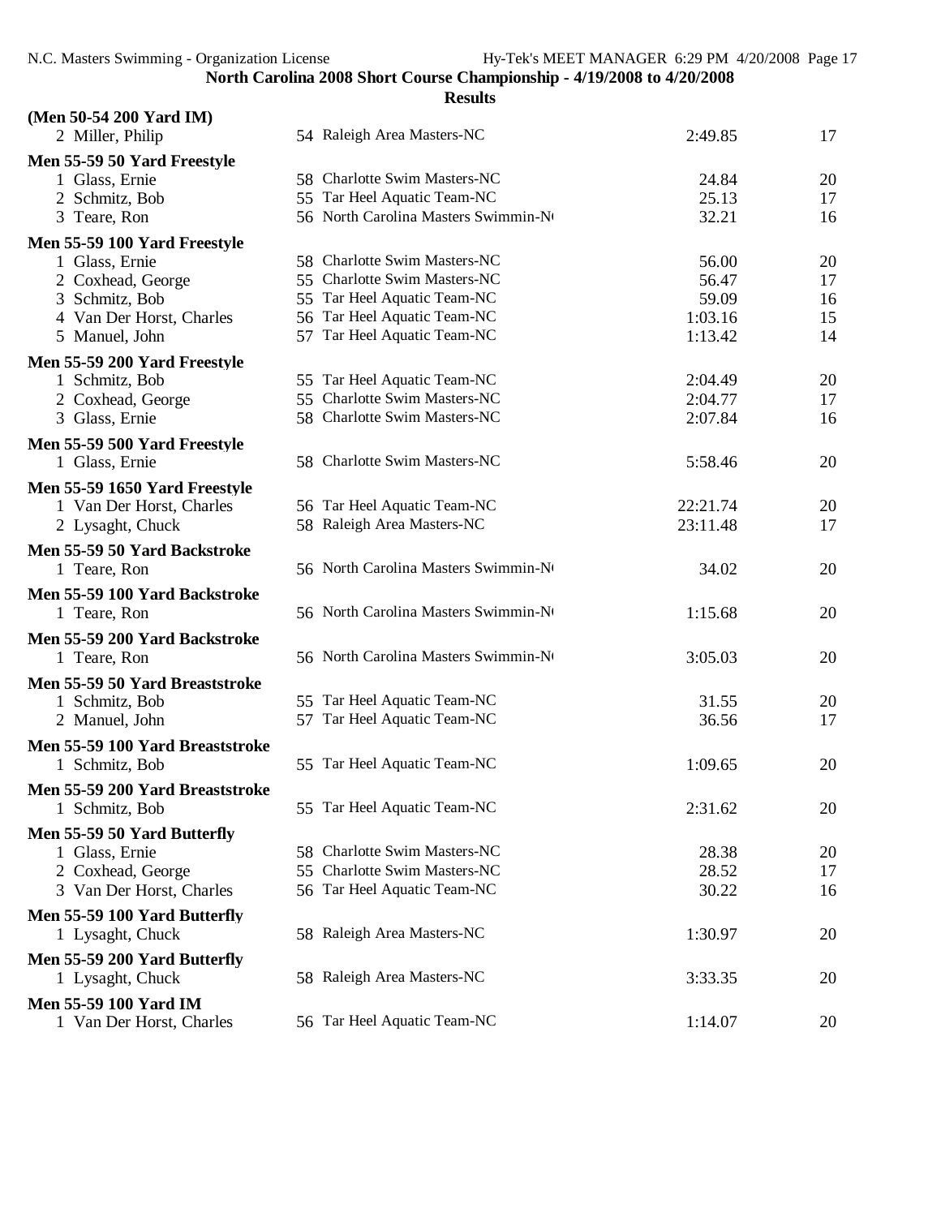**North Carolina 2008 Short Course Championship - 4/19/2008 to 4/20/2008**

**Results**

**(Men 50-54 200 Yard IM)**

| | Name | Age | Team | Time | Points |
|---|---|---|---|---|---|
| 2 | Miller, Philip | 54 | Raleigh Area Masters-NC | 2:49.85 | 17 |

**Men 55-59 50 Yard Freestyle**

| | Name | Age | Team | Time | Points |
|---|---|---|---|---|---|
| 1 | Glass, Ernie | 58 | Charlotte Swim Masters-NC | 24.84 | 20 |
| 2 | Schmitz, Bob | 55 | Tar Heel Aquatic Team-NC | 25.13 | 17 |
| 3 | Teare, Ron | 56 | North Carolina Masters Swimmin-N( | 32.21 | 16 |

**Men 55-59 100 Yard Freestyle**

| | Name | Age | Team | Time | Points |
|---|---|---|---|---|---|
| 1 | Glass, Ernie | 58 | Charlotte Swim Masters-NC | 56.00 | 20 |
| 2 | Coxhead, George | 55 | Charlotte Swim Masters-NC | 56.47 | 17 |
| 3 | Schmitz, Bob | 55 | Tar Heel Aquatic Team-NC | 59.09 | 16 |
| 4 | Van Der Horst, Charles | 56 | Tar Heel Aquatic Team-NC | 1:03.16 | 15 |
| 5 | Manuel, John | 57 | Tar Heel Aquatic Team-NC | 1:13.42 | 14 |

**Men 55-59 200 Yard Freestyle**

| | Name | Age | Team | Time | Points |
|---|---|---|---|---|---|
| 1 | Schmitz, Bob | 55 | Tar Heel Aquatic Team-NC | 2:04.49 | 20 |
| 2 | Coxhead, George | 55 | Charlotte Swim Masters-NC | 2:04.77 | 17 |
| 3 | Glass, Ernie | 58 | Charlotte Swim Masters-NC | 2:07.84 | 16 |

**Men 55-59 500 Yard Freestyle**

| | Name | Age | Team | Time | Points |
|---|---|---|---|---|---|
| 1 | Glass, Ernie | 58 | Charlotte Swim Masters-NC | 5:58.46 | 20 |

**Men 55-59 1650 Yard Freestyle**

| | Name | Age | Team | Time | Points |
|---|---|---|---|---|---|
| 1 | Van Der Horst, Charles | 56 | Tar Heel Aquatic Team-NC | 22:21.74 | 20 |
| 2 | Lysaght, Chuck | 58 | Raleigh Area Masters-NC | 23:11.48 | 17 |

**Men 55-59 50 Yard Backstroke**

| | Name | Age | Team | Time | Points |
|---|---|---|---|---|---|
| 1 | Teare, Ron | 56 | North Carolina Masters Swimmin-N( | 34.02 | 20 |

**Men 55-59 100 Yard Backstroke**

| | Name | Age | Team | Time | Points |
|---|---|---|---|---|---|
| 1 | Teare, Ron | 56 | North Carolina Masters Swimmin-N( | 1:15.68 | 20 |

**Men 55-59 200 Yard Backstroke**

| | Name | Age | Team | Time | Points |
|---|---|---|---|---|---|
| 1 | Teare, Ron | 56 | North Carolina Masters Swimmin-N( | 3:05.03 | 20 |

**Men 55-59 50 Yard Breaststroke**

| | Name | Age | Team | Time | Points |
|---|---|---|---|---|---|
| 1 | Schmitz, Bob | 55 | Tar Heel Aquatic Team-NC | 31.55 | 20 |
| 2 | Manuel, John | 57 | Tar Heel Aquatic Team-NC | 36.56 | 17 |

**Men 55-59 100 Yard Breaststroke**

| | Name | Age | Team | Time | Points |
|---|---|---|---|---|---|
| 1 | Schmitz, Bob | 55 | Tar Heel Aquatic Team-NC | 1:09.65 | 20 |

**Men 55-59 200 Yard Breaststroke**

| | Name | Age | Team | Time | Points |
|---|---|---|---|---|---|
| 1 | Schmitz, Bob | 55 | Tar Heel Aquatic Team-NC | 2:31.62 | 20 |

**Men 55-59 50 Yard Butterfly**

| | Name | Age | Team | Time | Points |
|---|---|---|---|---|---|
| 1 | Glass, Ernie | 58 | Charlotte Swim Masters-NC | 28.38 | 20 |
| 2 | Coxhead, George | 55 | Charlotte Swim Masters-NC | 28.52 | 17 |
| 3 | Van Der Horst, Charles | 56 | Tar Heel Aquatic Team-NC | 30.22 | 16 |

**Men 55-59 100 Yard Butterfly**

| | Name | Age | Team | Time | Points |
|---|---|---|---|---|---|
| 1 | Lysaght, Chuck | 58 | Raleigh Area Masters-NC | 1:30.97 | 20 |

**Men 55-59 200 Yard Butterfly**

| | Name | Age | Team | Time | Points |
|---|---|---|---|---|---|
| 1 | Lysaght, Chuck | 58 | Raleigh Area Masters-NC | 3:33.35 | 20 |

**Men 55-59 100 Yard IM**

| | Name | Age | Team | Time | Points |
|---|---|---|---|---|---|
| 1 | Van Der Horst, Charles | 56 | Tar Heel Aquatic Team-NC | 1:14.07 | 20 |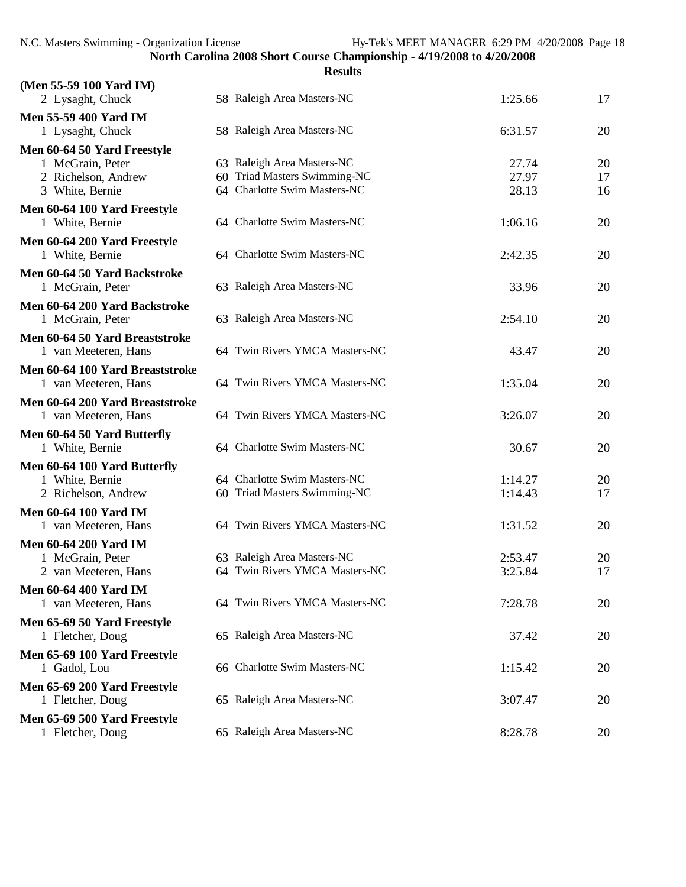North Carolina 2008 Short Course Championship - 4/19/2008 to 4/20/2008

Results

**(Men 55-59 100 Yard IM)**

| | Name | Age | Team | Time | Points |
|---|---|---|---|---|---|
| 2 | Lysaght, Chuck | 58 | Raleigh Area Masters-NC | 1:25.66 | 17 |

**Men 55-59 400 Yard IM**

| | Name | Age | Team | Time | Points |
|---|---|---|---|---|---|
| 1 | Lysaght, Chuck | 58 | Raleigh Area Masters-NC | 6:31.57 | 20 |

**Men 60-64 50 Yard Freestyle**

| | Name | Age | Team | Time | Points |
|---|---|---|---|---|---|
| 1 | McGrain, Peter | 63 | Raleigh Area Masters-NC | 27.74 | 20 |
| 2 | Richelson, Andrew | 60 | Triad Masters Swimming-NC | 27.97 | 17 |
| 3 | White, Bernie | 64 | Charlotte Swim Masters-NC | 28.13 | 16 |

**Men 60-64 100 Yard Freestyle**

| | Name | Age | Team | Time | Points |
|---|---|---|---|---|---|
| 1 | White, Bernie | 64 | Charlotte Swim Masters-NC | 1:06.16 | 20 |

**Men 60-64 200 Yard Freestyle**

| | Name | Age | Team | Time | Points |
|---|---|---|---|---|---|
| 1 | White, Bernie | 64 | Charlotte Swim Masters-NC | 2:42.35 | 20 |

**Men 60-64 50 Yard Backstroke**

| | Name | Age | Team | Time | Points |
|---|---|---|---|---|---|
| 1 | McGrain, Peter | 63 | Raleigh Area Masters-NC | 33.96 | 20 |

**Men 60-64 200 Yard Backstroke**

| | Name | Age | Team | Time | Points |
|---|---|---|---|---|---|
| 1 | McGrain, Peter | 63 | Raleigh Area Masters-NC | 2:54.10 | 20 |

**Men 60-64 50 Yard Breaststroke**

| | Name | Age | Team | Time | Points |
|---|---|---|---|---|---|
| 1 | van Meeteren, Hans | 64 | Twin Rivers YMCA Masters-NC | 43.47 | 20 |

**Men 60-64 100 Yard Breaststroke**

| | Name | Age | Team | Time | Points |
|---|---|---|---|---|---|
| 1 | van Meeteren, Hans | 64 | Twin Rivers YMCA Masters-NC | 1:35.04 | 20 |

**Men 60-64 200 Yard Breaststroke**

| | Name | Age | Team | Time | Points |
|---|---|---|---|---|---|
| 1 | van Meeteren, Hans | 64 | Twin Rivers YMCA Masters-NC | 3:26.07 | 20 |

**Men 60-64 50 Yard Butterfly**

| | Name | Age | Team | Time | Points |
|---|---|---|---|---|---|
| 1 | White, Bernie | 64 | Charlotte Swim Masters-NC | 30.67 | 20 |

**Men 60-64 100 Yard Butterfly**

| | Name | Age | Team | Time | Points |
|---|---|---|---|---|---|
| 1 | White, Bernie | 64 | Charlotte Swim Masters-NC | 1:14.27 | 20 |
| 2 | Richelson, Andrew | 60 | Triad Masters Swimming-NC | 1:14.43 | 17 |

**Men 60-64 100 Yard IM**

| | Name | Age | Team | Time | Points |
|---|---|---|---|---|---|
| 1 | van Meeteren, Hans | 64 | Twin Rivers YMCA Masters-NC | 1:31.52 | 20 |

**Men 60-64 200 Yard IM**

| | Name | Age | Team | Time | Points |
|---|---|---|---|---|---|
| 1 | McGrain, Peter | 63 | Raleigh Area Masters-NC | 2:53.47 | 20 |
| 2 | van Meeteren, Hans | 64 | Twin Rivers YMCA Masters-NC | 3:25.84 | 17 |

**Men 60-64 400 Yard IM**

| | Name | Age | Team | Time | Points |
|---|---|---|---|---|---|
| 1 | van Meeteren, Hans | 64 | Twin Rivers YMCA Masters-NC | 7:28.78 | 20 |

**Men 65-69 50 Yard Freestyle**

| | Name | Age | Team | Time | Points |
|---|---|---|---|---|---|
| 1 | Fletcher, Doug | 65 | Raleigh Area Masters-NC | 37.42 | 20 |

**Men 65-69 100 Yard Freestyle**

| | Name | Age | Team | Time | Points |
|---|---|---|---|---|---|
| 1 | Gadol, Lou | 66 | Charlotte Swim Masters-NC | 1:15.42 | 20 |

**Men 65-69 200 Yard Freestyle**

| | Name | Age | Team | Time | Points |
|---|---|---|---|---|---|
| 1 | Fletcher, Doug | 65 | Raleigh Area Masters-NC | 3:07.47 | 20 |

**Men 65-69 500 Yard Freestyle**

| | Name | Age | Team | Time | Points |
|---|---|---|---|---|---|
| 1 | Fletcher, Doug | 65 | Raleigh Area Masters-NC | 8:28.78 | 20 |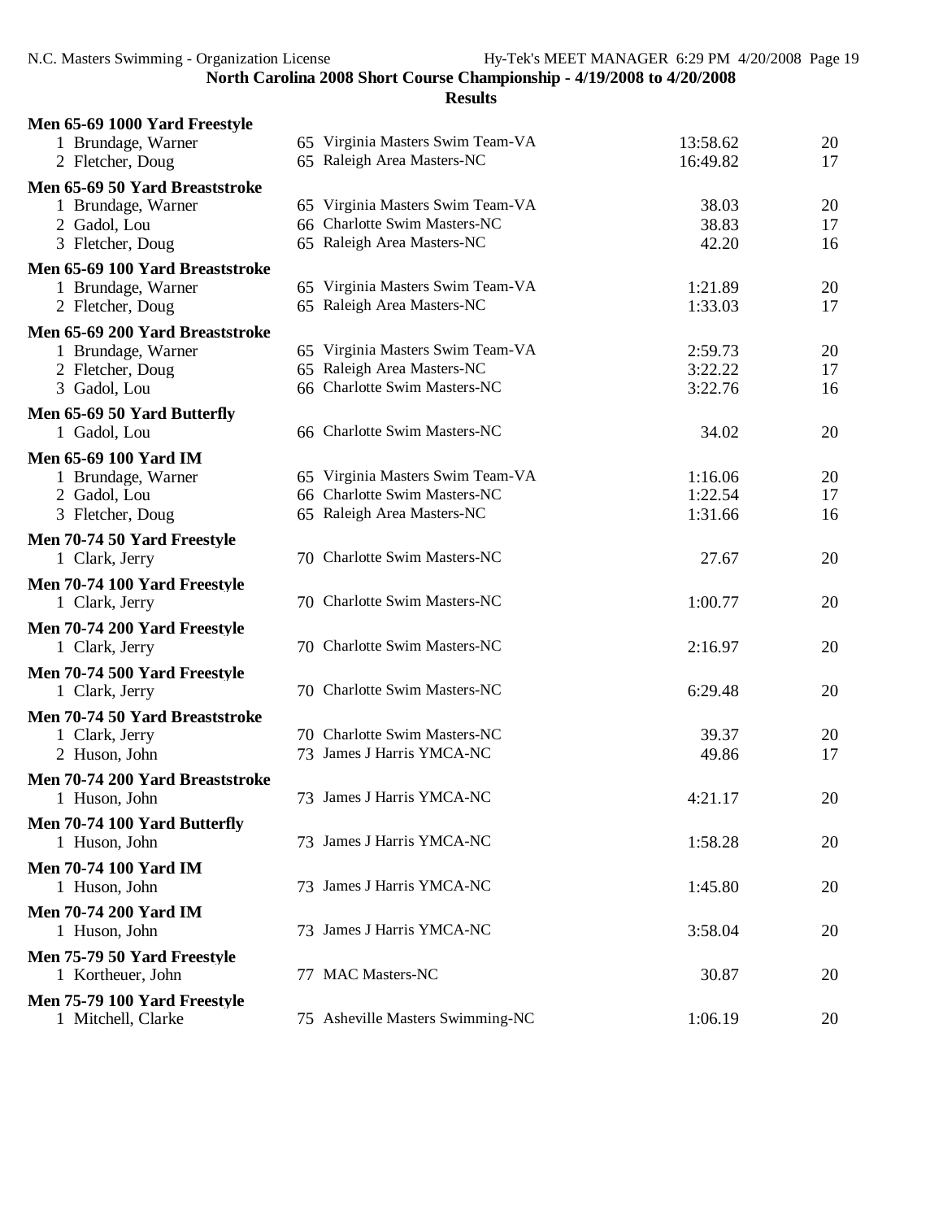**North Carolina 2008 Short Course Championship - 4/19/2008 to 4/20/2008**

**Results**

**Men 65-69 1000 Yard Freestyle**

| Place | Name | Age | Team | Time | Points |
|---|---|---|---|---|---|
| 1 | Brundage, Warner | 65 | Virginia Masters Swim Team-VA | 13:58.62 | 20 |
| 2 | Fletcher, Doug | 65 | Raleigh Area Masters-NC | 16:49.82 | 17 |

**Men 65-69 50 Yard Breaststroke**

| Place | Name | Age | Team | Time | Points |
|---|---|---|---|---|---|
| 1 | Brundage, Warner | 65 | Virginia Masters Swim Team-VA | 38.03 | 20 |
| 2 | Gadol, Lou | 66 | Charlotte Swim Masters-NC | 38.83 | 17 |
| 3 | Fletcher, Doug | 65 | Raleigh Area Masters-NC | 42.20 | 16 |

**Men 65-69 100 Yard Breaststroke**

| Place | Name | Age | Team | Time | Points |
|---|---|---|---|---|---|
| 1 | Brundage, Warner | 65 | Virginia Masters Swim Team-VA | 1:21.89 | 20 |
| 2 | Fletcher, Doug | 65 | Raleigh Area Masters-NC | 1:33.03 | 17 |

**Men 65-69 200 Yard Breaststroke**

| Place | Name | Age | Team | Time | Points |
|---|---|---|---|---|---|
| 1 | Brundage, Warner | 65 | Virginia Masters Swim Team-VA | 2:59.73 | 20 |
| 2 | Fletcher, Doug | 65 | Raleigh Area Masters-NC | 3:22.22 | 17 |
| 3 | Gadol, Lou | 66 | Charlotte Swim Masters-NC | 3:22.76 | 16 |

**Men 65-69 50 Yard Butterfly**

| Place | Name | Age | Team | Time | Points |
|---|---|---|---|---|---|
| 1 | Gadol, Lou | 66 | Charlotte Swim Masters-NC | 34.02 | 20 |

**Men 65-69 100 Yard IM**

| Place | Name | Age | Team | Time | Points |
|---|---|---|---|---|---|
| 1 | Brundage, Warner | 65 | Virginia Masters Swim Team-VA | 1:16.06 | 20 |
| 2 | Gadol, Lou | 66 | Charlotte Swim Masters-NC | 1:22.54 | 17 |
| 3 | Fletcher, Doug | 65 | Raleigh Area Masters-NC | 1:31.66 | 16 |

**Men 70-74 50 Yard Freestyle**

| Place | Name | Age | Team | Time | Points |
|---|---|---|---|---|---|
| 1 | Clark, Jerry | 70 | Charlotte Swim Masters-NC | 27.67 | 20 |

**Men 70-74 100 Yard Freestyle**

| Place | Name | Age | Team | Time | Points |
|---|---|---|---|---|---|
| 1 | Clark, Jerry | 70 | Charlotte Swim Masters-NC | 1:00.77 | 20 |

**Men 70-74 200 Yard Freestyle**

| Place | Name | Age | Team | Time | Points |
|---|---|---|---|---|---|
| 1 | Clark, Jerry | 70 | Charlotte Swim Masters-NC | 2:16.97 | 20 |

**Men 70-74 500 Yard Freestyle**

| Place | Name | Age | Team | Time | Points |
|---|---|---|---|---|---|
| 1 | Clark, Jerry | 70 | Charlotte Swim Masters-NC | 6:29.48 | 20 |

**Men 70-74 50 Yard Breaststroke**

| Place | Name | Age | Team | Time | Points |
|---|---|---|---|---|---|
| 1 | Clark, Jerry | 70 | Charlotte Swim Masters-NC | 39.37 | 20 |
| 2 | Huson, John | 73 | James J Harris YMCA-NC | 49.86 | 17 |

**Men 70-74 200 Yard Breaststroke**

| Place | Name | Age | Team | Time | Points |
|---|---|---|---|---|---|
| 1 | Huson, John | 73 | James J Harris YMCA-NC | 4:21.17 | 20 |

**Men 70-74 100 Yard Butterfly**

| Place | Name | Age | Team | Time | Points |
|---|---|---|---|---|---|
| 1 | Huson, John | 73 | James J Harris YMCA-NC | 1:58.28 | 20 |

**Men 70-74 100 Yard IM**

| Place | Name | Age | Team | Time | Points |
|---|---|---|---|---|---|
| 1 | Huson, John | 73 | James J Harris YMCA-NC | 1:45.80 | 20 |

**Men 70-74 200 Yard IM**

| Place | Name | Age | Team | Time | Points |
|---|---|---|---|---|---|
| 1 | Huson, John | 73 | James J Harris YMCA-NC | 3:58.04 | 20 |

**Men 75-79 50 Yard Freestyle**

| Place | Name | Age | Team | Time | Points |
|---|---|---|---|---|---|
| 1 | Kortheuer, John | 77 | MAC Masters-NC | 30.87 | 20 |

**Men 75-79 100 Yard Freestyle**

| Place | Name | Age | Team | Time | Points |
|---|---|---|---|---|---|
| 1 | Mitchell, Clarke | 75 | Asheville Masters Swimming-NC | 1:06.19 | 20 |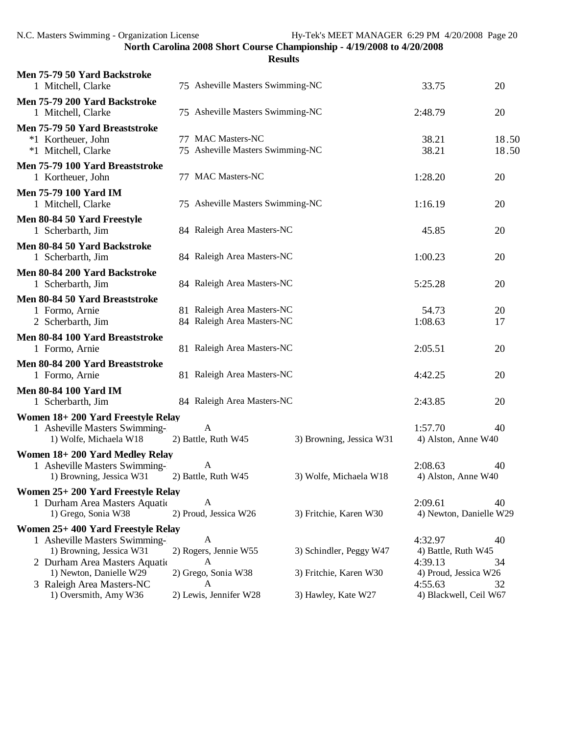North Carolina 2008 Short Course Championship - 4/19/2008 to 4/20/2008

**Results**

**Men 75-79 50 Yard Backstroke**

| | Name | Age | Team | Time | Points |
|---|---|---|---|---|---|
| 1 | Mitchell, Clarke | 75 | Asheville Masters Swimming-NC | 33.75 | 20 |

**Men 75-79 200 Yard Backstroke**

| | Name | Age | Team | Time | Points |
|---|---|---|---|---|---|
| 1 | Mitchell, Clarke | 75 | Asheville Masters Swimming-NC | 2:48.79 | 20 |

**Men 75-79 50 Yard Breaststroke**

| | Name | Age | Team | Time | Points |
|---|---|---|---|---|---|
| *1 | Kortheuer, John | 77 | MAC Masters-NC | 38.21 | 18.50 |
| *1 | Mitchell, Clarke | 75 | Asheville Masters Swimming-NC | 38.21 | 18.50 |

**Men 75-79 100 Yard Breaststroke**

| | Name | Age | Team | Time | Points |
|---|---|---|---|---|---|
| 1 | Kortheuer, John | 77 | MAC Masters-NC | 1:28.20 | 20 |

**Men 75-79 100 Yard IM**

| | Name | Age | Team | Time | Points |
|---|---|---|---|---|---|
| 1 | Mitchell, Clarke | 75 | Asheville Masters Swimming-NC | 1:16.19 | 20 |

**Men 80-84 50 Yard Freestyle**

| | Name | Age | Team | Time | Points |
|---|---|---|---|---|---|
| 1 | Scherbarth, Jim | 84 | Raleigh Area Masters-NC | 45.85 | 20 |

**Men 80-84 50 Yard Backstroke**

| | Name | Age | Team | Time | Points |
|---|---|---|---|---|---|
| 1 | Scherbarth, Jim | 84 | Raleigh Area Masters-NC | 1:00.23 | 20 |

**Men 80-84 200 Yard Backstroke**

| | Name | Age | Team | Time | Points |
|---|---|---|---|---|---|
| 1 | Scherbarth, Jim | 84 | Raleigh Area Masters-NC | 5:25.28 | 20 |

**Men 80-84 50 Yard Breaststroke**

| | Name | Age | Team | Time | Points |
|---|---|---|---|---|---|
| 1 | Formo, Arnie | 81 | Raleigh Area Masters-NC | 54.73 | 20 |
| 2 | Scherbarth, Jim | 84 | Raleigh Area Masters-NC | 1:08.63 | 17 |

**Men 80-84 100 Yard Breaststroke**

| | Name | Age | Team | Time | Points |
|---|---|---|---|---|---|
| 1 | Formo, Arnie | 81 | Raleigh Area Masters-NC | 2:05.51 | 20 |

**Men 80-84 200 Yard Breaststroke**

| | Name | Age | Team | Time | Points |
|---|---|---|---|---|---|
| 1 | Formo, Arnie | 81 | Raleigh Area Masters-NC | 4:42.25 | 20 |

**Men 80-84 100 Yard IM**

| | Name | Age | Team | Time | Points |
|---|---|---|---|---|---|
| 1 | Scherbarth, Jim | 84 | Raleigh Area Masters-NC | 2:43.85 | 20 |

**Women 18+ 200 Yard Freestyle Relay**

| | Team | Relay | | Time | Points |
|---|---|---|---|---|---|
| 1 | Asheville Masters Swimming- | A | | 1:57.70 | 40 |
| | 1) Wolfe, Michaela W18 | 2) Battle, Ruth W45 | 3) Browning, Jessica W31 | 4) Alston, Anne W40 | |

**Women 18+ 200 Yard Medley Relay**

| | Team | Relay | | Time | Points |
|---|---|---|---|---|---|
| 1 | Asheville Masters Swimming- | A | | 2:08.63 | 40 |
| | 1) Browning, Jessica W31 | 2) Battle, Ruth W45 | 3) Wolfe, Michaela W18 | 4) Alston, Anne W40 | |

**Women 25+ 200 Yard Freestyle Relay**

| | Team | Relay | | Time | Points |
|---|---|---|---|---|---|
| 1 | Durham Area Masters Aquati | A | | 2:09.61 | 40 |
| | 1) Grego, Sonia W38 | 2) Proud, Jessica W26 | 3) Fritchie, Karen W30 | 4) Newton, Danielle W29 | |

**Women 25+ 400 Yard Freestyle Relay**

| | Team | Relay | | Time | Points |
|---|---|---|---|---|---|
| 1 | Asheville Masters Swimming- | A | | 4:32.97 | 40 |
| | 1) Browning, Jessica W31 | 2) Rogers, Jennie W55 | 3) Schindler, Peggy W47 | 4) Battle, Ruth W45 | |
| 2 | Durham Area Masters Aquati | A | | 4:39.13 | 34 |
| | 1) Newton, Danielle W29 | 2) Grego, Sonia W38 | 3) Fritchie, Karen W30 | 4) Proud, Jessica W26 | |
| 3 | Raleigh Area Masters-NC | A | | 4:55.63 | 32 |
| | 1) Oversmith, Amy W36 | 2) Lewis, Jennifer W28 | 3) Hawley, Kate W27 | 4) Blackwell, Ceil W67 | |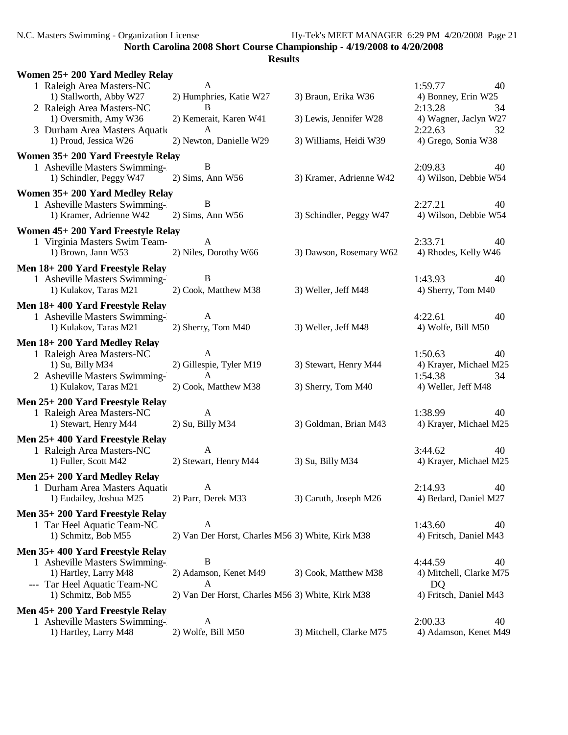**North Carolina 2008 Short Course Championship - 4/19/2008 to 4/20/2008**

**Results**

**Women 25+ 200 Yard Medley Relay**

| | Team | Relay | | Finals Time | Points |
|---|---|---|---|---|---|
| 1 | Raleigh Area Masters-NC | A | | 1:59.77 | 40 |
| | 1) Stallworth, Abby W27 | 2) Humphries, Katie W27 | 3) Braun, Erika W36 | 4) Bonney, Erin W25 | |
| 2 | Raleigh Area Masters-NC | B | | 2:13.28 | 34 |
| | 1) Oversmith, Amy W36 | 2) Kemerait, Karen W41 | 3) Lewis, Jennifer W28 | 4) Wagner, Jaclyn W27 | |
| 3 | Durham Area Masters Aquatic | A | | 2:22.63 | 32 |
| | 1) Proud, Jessica W26 | 2) Newton, Danielle W29 | 3) Williams, Heidi W39 | 4) Grego, Sonia W38 | |

**Women 35+ 200 Yard Freestyle Relay**

| | Team | Relay | | Finals Time | Points |
|---|---|---|---|---|---|
| 1 | Asheville Masters Swimming- | B | | 2:09.83 | 40 |
| | 1) Schindler, Peggy W47 | 2) Sims, Ann W56 | 3) Kramer, Adrienne W42 | 4) Wilson, Debbie W54 | |

**Women 35+ 200 Yard Medley Relay**

| | Team | Relay | | Finals Time | Points |
|---|---|---|---|---|---|
| 1 | Asheville Masters Swimming- | B | | 2:27.21 | 40 |
| | 1) Kramer, Adrienne W42 | 2) Sims, Ann W56 | 3) Schindler, Peggy W47 | 4) Wilson, Debbie W54 | |

**Women 45+ 200 Yard Freestyle Relay**

| | Team | Relay | | Finals Time | Points |
|---|---|---|---|---|---|
| 1 | Virginia Masters Swim Team- | A | | 2:33.71 | 40 |
| | 1) Brown, Jann W53 | 2) Niles, Dorothy W66 | 3) Dawson, Rosemary W62 | 4) Rhodes, Kelly W46 | |

**Men 18+ 200 Yard Freestyle Relay**

| | Team | Relay | | Finals Time | Points |
|---|---|---|---|---|---|
| 1 | Asheville Masters Swimming- | B | | 1:43.93 | 40 |
| | 1) Kulakov, Taras M21 | 2) Cook, Matthew M38 | 3) Weller, Jeff M48 | 4) Sherry, Tom M40 | |

**Men 18+ 400 Yard Freestyle Relay**

| | Team | Relay | | Finals Time | Points |
|---|---|---|---|---|---|
| 1 | Asheville Masters Swimming- | A | | 4:22.61 | 40 |
| | 1) Kulakov, Taras M21 | 2) Sherry, Tom M40 | 3) Weller, Jeff M48 | 4) Wolfe, Bill M50 | |

**Men 18+ 200 Yard Medley Relay**

| | Team | Relay | | Finals Time | Points |
|---|---|---|---|---|---|
| 1 | Raleigh Area Masters-NC | A | | 1:50.63 | 40 |
| | 1) Su, Billy M34 | 2) Gillespie, Tyler M19 | 3) Stewart, Henry M44 | 4) Krayer, Michael M25 | |
| 2 | Asheville Masters Swimming- | A | | 1:54.38 | 34 |
| | 1) Kulakov, Taras M21 | 2) Cook, Matthew M38 | 3) Sherry, Tom M40 | 4) Weller, Jeff M48 | |

**Men 25+ 200 Yard Freestyle Relay**

| | Team | Relay | | Finals Time | Points |
|---|---|---|---|---|---|
| 1 | Raleigh Area Masters-NC | A | | 1:38.99 | 40 |
| | 1) Stewart, Henry M44 | 2) Su, Billy M34 | 3) Goldman, Brian M43 | 4) Krayer, Michael M25 | |

**Men 25+ 400 Yard Freestyle Relay**

| | Team | Relay | | Finals Time | Points |
|---|---|---|---|---|---|
| 1 | Raleigh Area Masters-NC | A | | 3:44.62 | 40 |
| | 1) Fuller, Scott M42 | 2) Stewart, Henry M44 | 3) Su, Billy M34 | 4) Krayer, Michael M25 | |

**Men 25+ 200 Yard Medley Relay**

| | Team | Relay | | Finals Time | Points |
|---|---|---|---|---|---|
| 1 | Durham Area Masters Aquatic | A | | 2:14.93 | 40 |
| | 1) Eudailey, Joshua M25 | 2) Parr, Derek M33 | 3) Caruth, Joseph M26 | 4) Bedard, Daniel M27 | |

**Men 35+ 200 Yard Freestyle Relay**

| | Team | Relay | | Finals Time | Points |
|---|---|---|---|---|---|
| 1 | Tar Heel Aquatic Team-NC | A | | 1:43.60 | 40 |
| | 1) Schmitz, Bob M55 | 2) Van Der Horst, Charles M56 | 3) White, Kirk M38 | 4) Fritsch, Daniel M43 | |

**Men 35+ 400 Yard Freestyle Relay**

| | Team | Relay | | Finals Time | Points |
|---|---|---|---|---|---|
| 1 | Asheville Masters Swimming- | B | | 4:44.59 | 40 |
| | 1) Hartley, Larry M48 | 2) Adamson, Kenet M49 | 3) Cook, Matthew M38 | 4) Mitchell, Clarke M75 | |
| --- | Tar Heel Aquatic Team-NC | A | | DQ | |
| | 1) Schmitz, Bob M55 | 2) Van Der Horst, Charles M56 | 3) White, Kirk M38 | 4) Fritsch, Daniel M43 | |

**Men 45+ 200 Yard Freestyle Relay**

| | Team | Relay | | Finals Time | Points |
|---|---|---|---|---|---|
| 1 | Asheville Masters Swimming- | A | | 2:00.33 | 40 |
| | 1) Hartley, Larry M48 | 2) Wolfe, Bill M50 | 3) Mitchell, Clarke M75 | 4) Adamson, Kenet M49 | |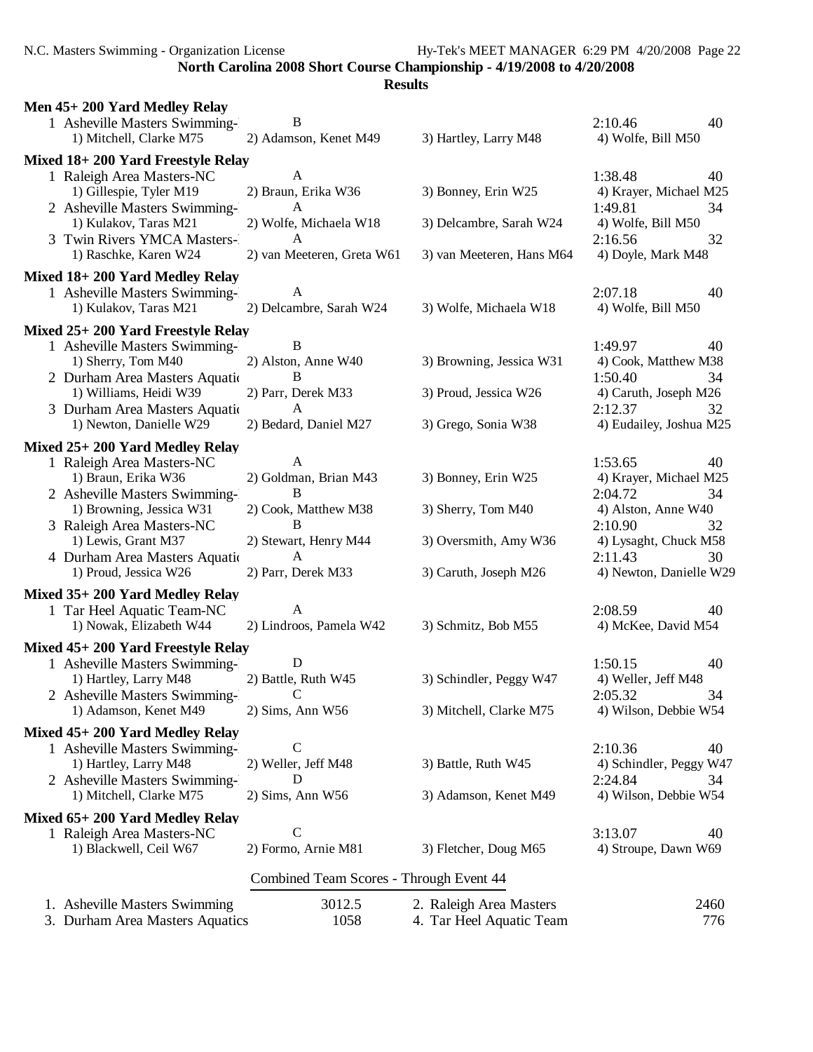**North Carolina 2008 Short Course Championship - 4/19/2008 to 4/20/2008**

**Results**

### Men 45+ 200 Yard Medley Relay

1 Asheville Masters Swimming- B — 2:10.46 — 40
1) Mitchell, Clarke M75 | 2) Adamson, Kenet M49 | 3) Hartley, Larry M48 | 4) Wolfe, Bill M50

### Mixed 18+ 200 Yard Freestyle Relay

1 Raleigh Area Masters-NC A — 1:38.48 — 40
1) Gillespie, Tyler M19 | 2) Braun, Erika W36 | 3) Bonney, Erin W25 | 4) Krayer, Michael M25

2 Asheville Masters Swimming- A — 1:49.81 — 34
1) Kulakov, Taras M21 | 2) Wolfe, Michaela W18 | 3) Delcambre, Sarah W24 | 4) Wolfe, Bill M50

3 Twin Rivers YMCA Masters- A — 2:16.56 — 32
1) Raschke, Karen W24 | 2) van Meeteren, Greta W61 | 3) van Meeteren, Hans M64 | 4) Doyle, Mark M48

### Mixed 18+ 200 Yard Medley Relay

1 Asheville Masters Swimming- A — 2:07.18 — 40
1) Kulakov, Taras M21 | 2) Delcambre, Sarah W24 | 3) Wolfe, Michaela W18 | 4) Wolfe, Bill M50

### Mixed 25+ 200 Yard Freestyle Relay

1 Asheville Masters Swimming- B — 1:49.97 — 40
1) Sherry, Tom M40 | 2) Alston, Anne W40 | 3) Browning, Jessica W31 | 4) Cook, Matthew M38

2 Durham Area Masters Aquatic B — 1:50.40 — 34
1) Williams, Heidi W39 | 2) Parr, Derek M33 | 3) Proud, Jessica W26 | 4) Caruth, Joseph M26

3 Durham Area Masters Aquatic A — 2:12.37 — 32
1) Newton, Danielle W29 | 2) Bedard, Daniel M27 | 3) Grego, Sonia W38 | 4) Eudailey, Joshua M25

### Mixed 25+ 200 Yard Medley Relay

1 Raleigh Area Masters-NC A — 1:53.65 — 40
1) Braun, Erika W36 | 2) Goldman, Brian M43 | 3) Bonney, Erin W25 | 4) Krayer, Michael M25

2 Asheville Masters Swimming- B — 2:04.72 — 34
1) Browning, Jessica W31 | 2) Cook, Matthew M38 | 3) Sherry, Tom M40 | 4) Alston, Anne W40

3 Raleigh Area Masters-NC B — 2:10.90 — 32
1) Lewis, Grant M37 | 2) Stewart, Henry M44 | 3) Oversmith, Amy W36 | 4) Lysaght, Chuck M58

4 Durham Area Masters Aquatic A — 2:11.43 — 30
1) Proud, Jessica W26 | 2) Parr, Derek M33 | 3) Caruth, Joseph M26 | 4) Newton, Danielle W29

### Mixed 35+ 200 Yard Medley Relay

1 Tar Heel Aquatic Team-NC A — 2:08.59 — 40
1) Nowak, Elizabeth W44 | 2) Lindroos, Pamela W42 | 3) Schmitz, Bob M55 | 4) McKee, David M54

### Mixed 45+ 200 Yard Freestyle Relay

1 Asheville Masters Swimming- D — 1:50.15 — 40
1) Hartley, Larry M48 | 2) Battle, Ruth W45 | 3) Schindler, Peggy W47 | 4) Weller, Jeff M48

2 Asheville Masters Swimming- C — 2:05.32 — 34
1) Adamson, Kenet M49 | 2) Sims, Ann W56 | 3) Mitchell, Clarke M75 | 4) Wilson, Debbie W54

### Mixed 45+ 200 Yard Medley Relay

1 Asheville Masters Swimming- C — 2:10.36 — 40
1) Hartley, Larry M48 | 2) Weller, Jeff M48 | 3) Battle, Ruth W45 | 4) Schindler, Peggy W47

2 Asheville Masters Swimming- D — 2:24.84 — 34
1) Mitchell, Clarke M75 | 2) Sims, Ann W56 | 3) Adamson, Kenet M49 | 4) Wilson, Debbie W54

### Mixed 65+ 200 Yard Medley Relay

1 Raleigh Area Masters-NC C — 3:13.07 — 40
1) Blackwell, Ceil W67 | 2) Formo, Arnie M81 | 3) Fletcher, Doug M65 | 4) Stroupe, Dawn W69

### Combined Team Scores - Through Event 44

| Place | Team | Score | Place | Team | Score |
|---|---|---|---|---|---|
| 1. | Asheville Masters Swimming | 3012.5 | 2. | Raleigh Area Masters | 2460 |
| 3. | Durham Area Masters Aquatics | 1058 | 4. | Tar Heel Aquatic Team | 776 |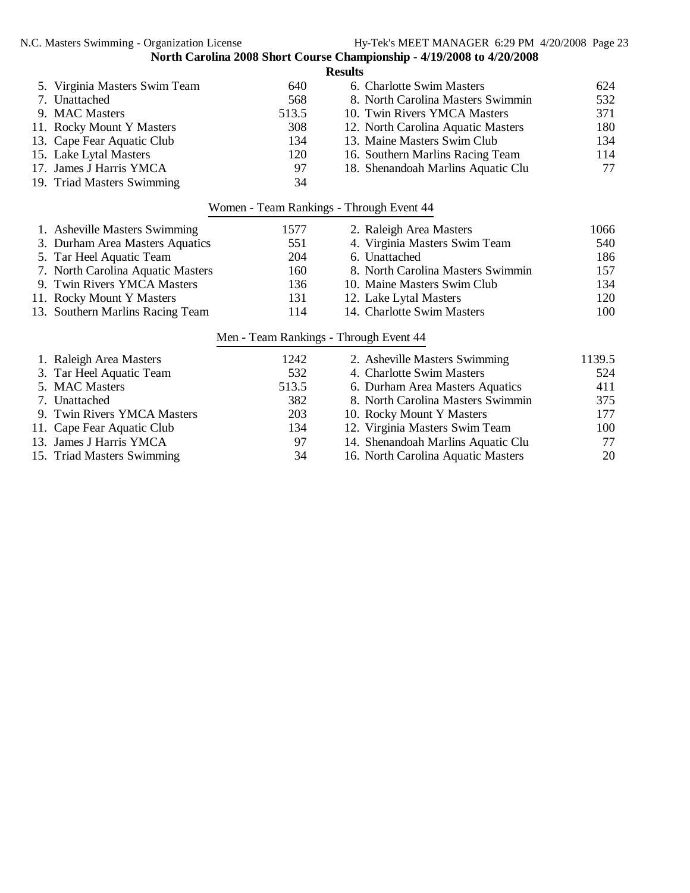**Results**

| | | | |
|---|---|---|---|
| 5. Virginia Masters Swim Team | 640 | 6. Charlotte Swim Masters | 624 |
| 7. Unattached | 568 | 8. North Carolina Masters Swimmin | 532 |
| 9. MAC Masters | 513.5 | 10. Twin Rivers YMCA Masters | 371 |
| 11. Rocky Mount Y Masters | 308 | 12. North Carolina Aquatic Masters | 180 |
| 13. Cape Fear Aquatic Club | 134 | 13. Maine Masters Swim Club | 134 |
| 15. Lake Lytal Masters | 120 | 16. Southern Marlins Racing Team | 114 |
| 17. James J Harris YMCA | 97 | 18. Shenandoah Marlins Aquatic Clu | 77 |
| 19. Triad Masters Swimming | 34 | | |

## Women - Team Rankings - Through Event 44

| | | | |
|---|---|---|---|
| 1. Asheville Masters Swimming | 1577 | 2. Raleigh Area Masters | 1066 |
| 3. Durham Area Masters Aquatics | 551 | 4. Virginia Masters Swim Team | 540 |
| 5. Tar Heel Aquatic Team | 204 | 6. Unattached | 186 |
| 7. North Carolina Aquatic Masters | 160 | 8. North Carolina Masters Swimmin | 157 |
| 9. Twin Rivers YMCA Masters | 136 | 10. Maine Masters Swim Club | 134 |
| 11. Rocky Mount Y Masters | 131 | 12. Lake Lytal Masters | 120 |
| 13. Southern Marlins Racing Team | 114 | 14. Charlotte Swim Masters | 100 |

## Men - Team Rankings - Through Event 44

| | | | |
|---|---|---|---|
| 1. Raleigh Area Masters | 1242 | 2. Asheville Masters Swimming | 1139.5 |
| 3. Tar Heel Aquatic Team | 532 | 4. Charlotte Swim Masters | 524 |
| 5. MAC Masters | 513.5 | 6. Durham Area Masters Aquatics | 411 |
| 7. Unattached | 382 | 8. North Carolina Masters Swimmin | 375 |
| 9. Twin Rivers YMCA Masters | 203 | 10. Rocky Mount Y Masters | 177 |
| 11. Cape Fear Aquatic Club | 134 | 12. Virginia Masters Swim Team | 100 |
| 13. James J Harris YMCA | 97 | 14. Shenandoah Marlins Aquatic Clu | 77 |
| 15. Triad Masters Swimming | 34 | 16. North Carolina Aquatic Masters | 20 |